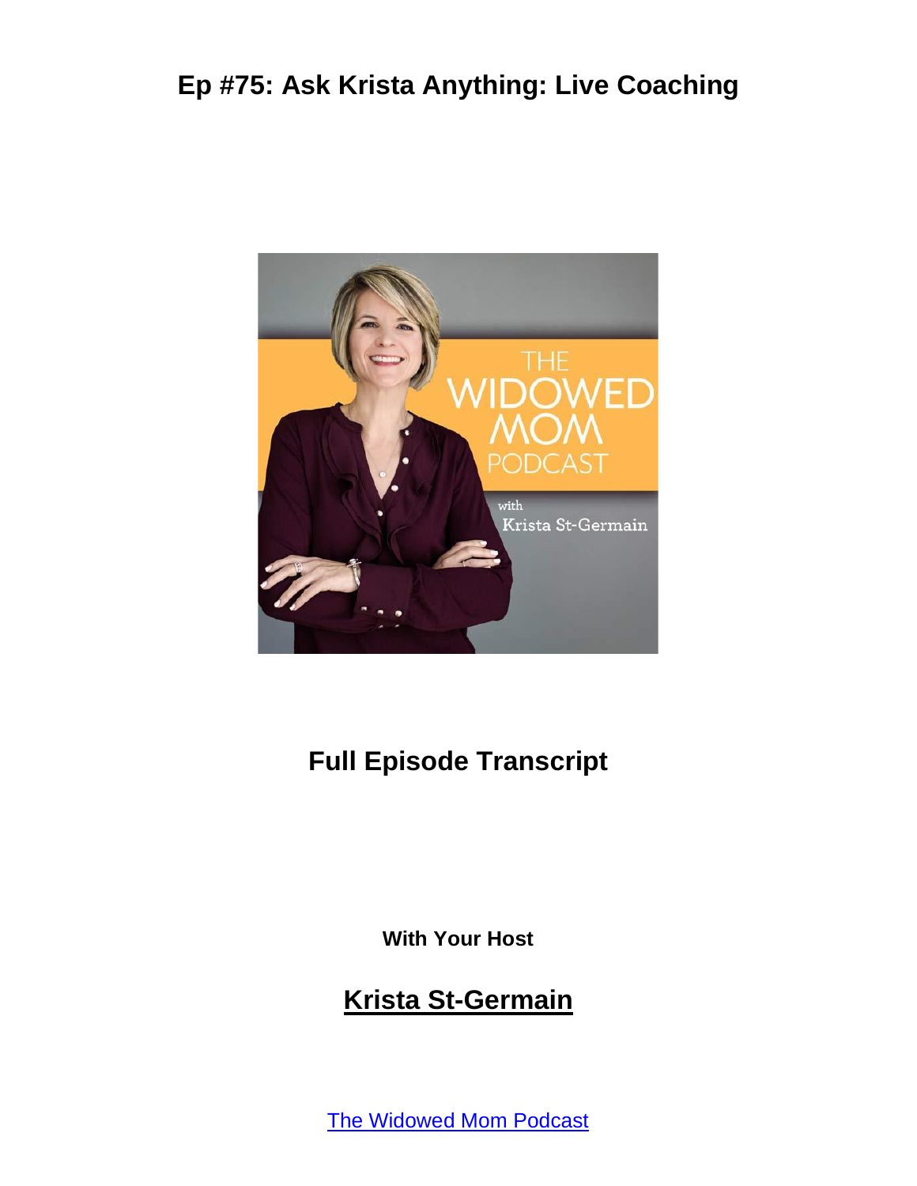# Ep #75: Ask Krista Anything: Live Coaching

## Full Episode Transcript

**With Your Host**

## Krista St-Germain

The Widowed Mom Podcast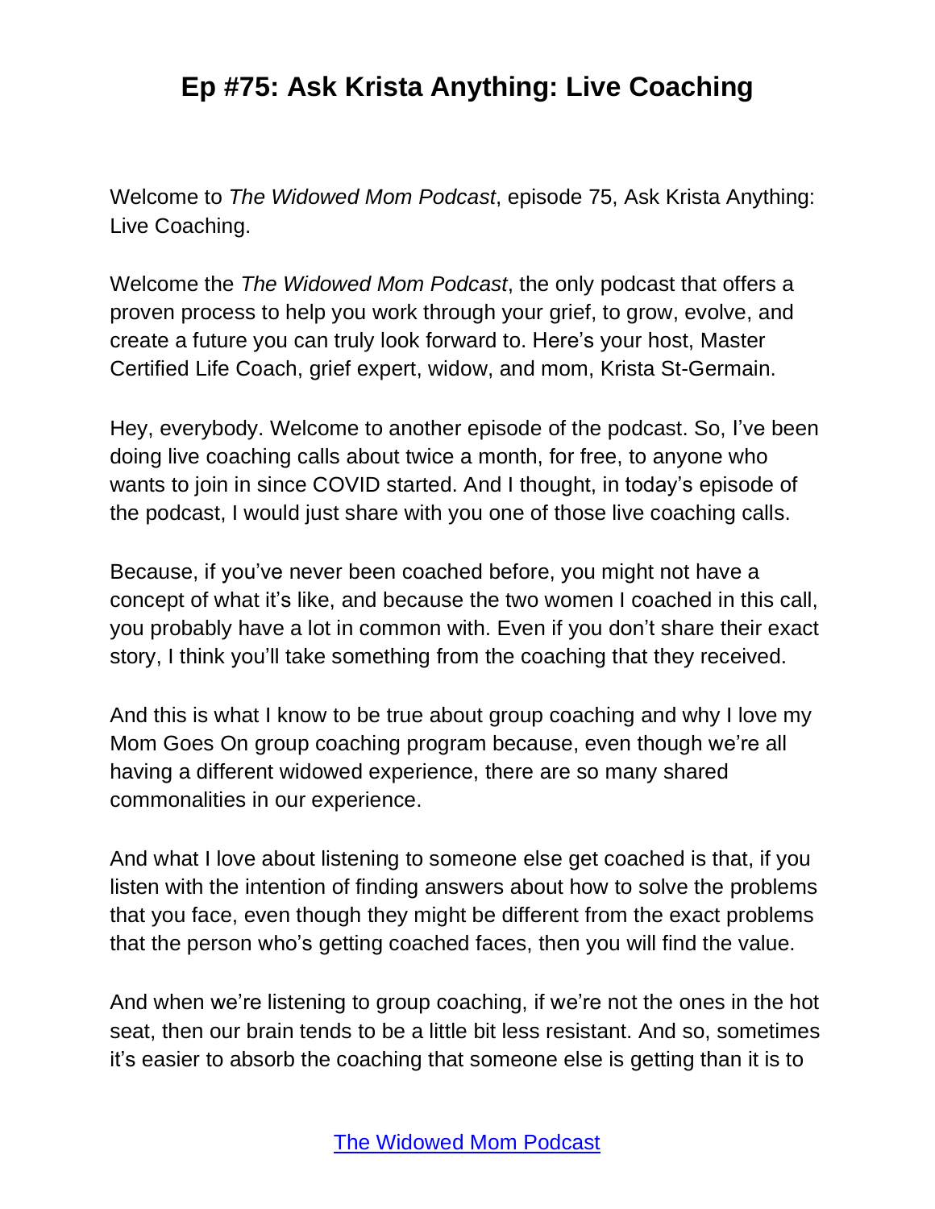Welcome to *The Widowed Mom Podcast*, episode 75, Ask Krista Anything: Live Coaching.

Welcome the *The Widowed Mom Podcast*, the only podcast that offers a proven process to help you work through your grief, to grow, evolve, and create a future you can truly look forward to. Here's your host, Master Certified Life Coach, grief expert, widow, and mom, Krista St-Germain.

Hey, everybody. Welcome to another episode of the podcast. So, I've been doing live coaching calls about twice a month, for free, to anyone who wants to join in since COVID started. And I thought, in today's episode of the podcast, I would just share with you one of those live coaching calls.

Because, if you've never been coached before, you might not have a concept of what it's like, and because the two women I coached in this call, you probably have a lot in common with. Even if you don't share their exact story, I think you'll take something from the coaching that they received.

And this is what I know to be true about group coaching and why I love my Mom Goes On group coaching program because, even though we're all having a different widowed experience, there are so many shared commonalities in our experience.

And what I love about listening to someone else get coached is that, if you listen with the intention of finding answers about how to solve the problems that you face, even though they might be different from the exact problems that the person who's getting coached faces, then you will find the value.

And when we're listening to group coaching, if we're not the ones in the hot seat, then our brain tends to be a little bit less resistant. And so, sometimes it's easier to absorb the coaching that someone else is getting than it is to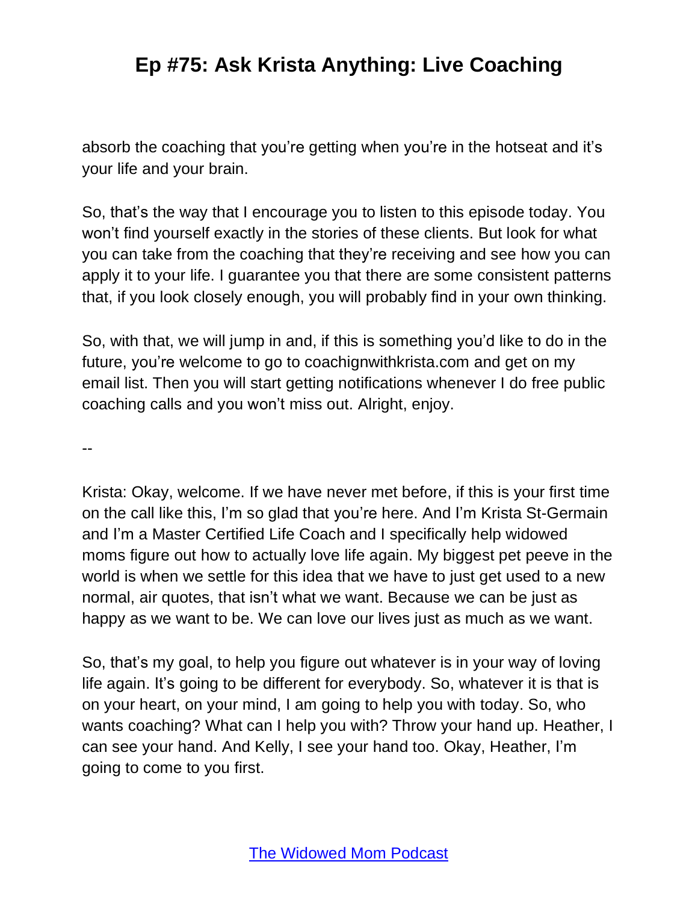absorb the coaching that you're getting when you're in the hotseat and it's your life and your brain.

So, that's the way that I encourage you to listen to this episode today. You won't find yourself exactly in the stories of these clients. But look for what you can take from the coaching that they're receiving and see how you can apply it to your life. I guarantee you that there are some consistent patterns that, if you look closely enough, you will probably find in your own thinking.

So, with that, we will jump in and, if this is something you'd like to do in the future, you're welcome to go to coachignwithkrista.com and get on my email list. Then you will start getting notifications whenever I do free public coaching calls and you won't miss out. Alright, enjoy.

--

Krista: Okay, welcome. If we have never met before, if this is your first time on the call like this, I'm so glad that you're here. And I'm Krista St-Germain and I'm a Master Certified Life Coach and I specifically help widowed moms figure out how to actually love life again. My biggest pet peeve in the world is when we settle for this idea that we have to just get used to a new normal, air quotes, that isn't what we want. Because we can be just as happy as we want to be. We can love our lives just as much as we want.

So, that's my goal, to help you figure out whatever is in your way of loving life again. It's going to be different for everybody. So, whatever it is that is on your heart, on your mind, I am going to help you with today. So, who wants coaching? What can I help you with? Throw your hand up. Heather, I can see your hand. And Kelly, I see your hand too. Okay, Heather, I'm going to come to you first.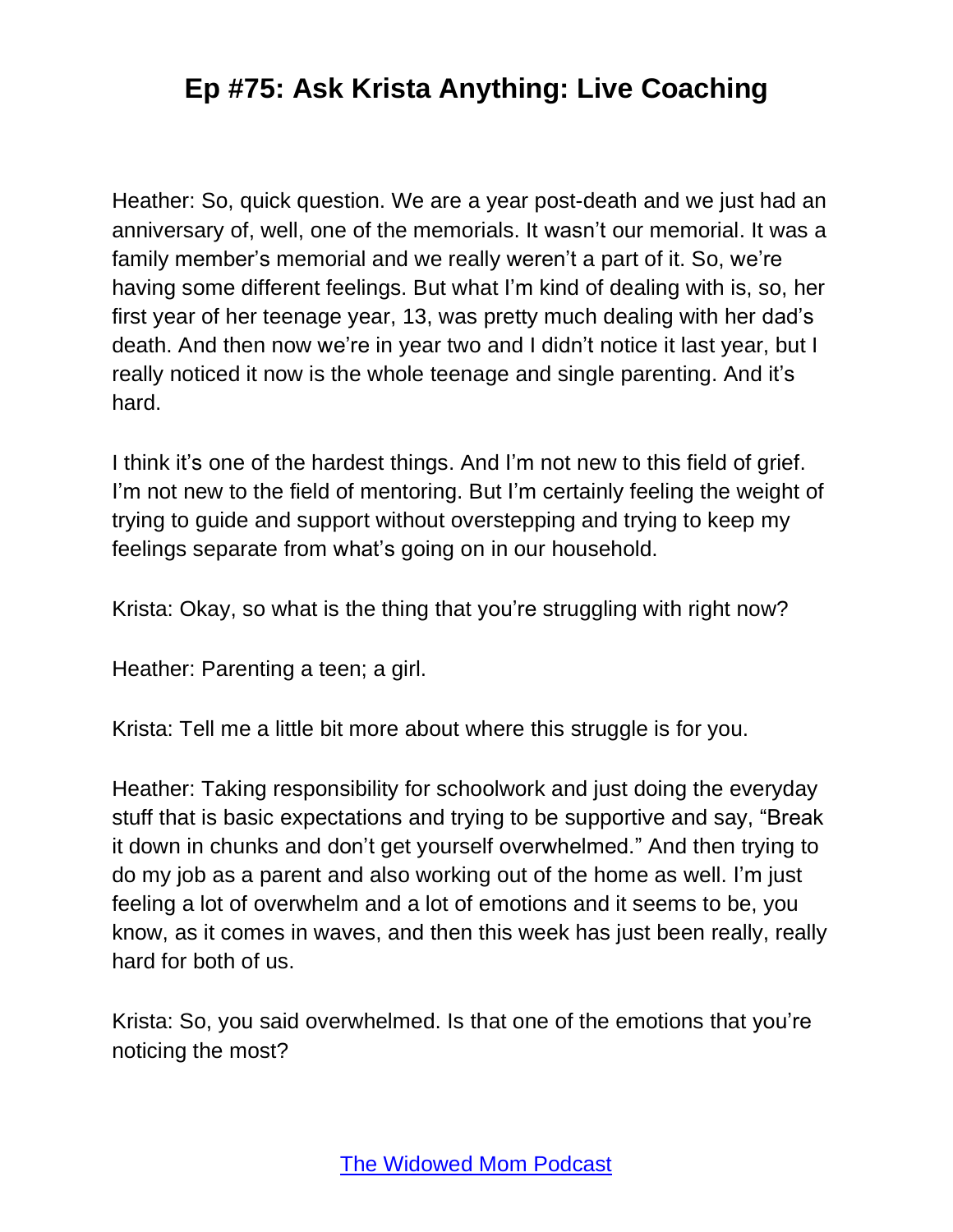Heather: So, quick question. We are a year post-death and we just had an anniversary of, well, one of the memorials. It wasn't our memorial. It was a family member's memorial and we really weren't a part of it. So, we're having some different feelings. But what I'm kind of dealing with is, so, her first year of her teenage year, 13, was pretty much dealing with her dad's death. And then now we're in year two and I didn't notice it last year, but I really noticed it now is the whole teenage and single parenting. And it's hard.

I think it's one of the hardest things. And I'm not new to this field of grief. I'm not new to the field of mentoring. But I'm certainly feeling the weight of trying to guide and support without overstepping and trying to keep my feelings separate from what's going on in our household.

Krista: Okay, so what is the thing that you're struggling with right now?

Heather: Parenting a teen; a girl.

Krista: Tell me a little bit more about where this struggle is for you.

Heather: Taking responsibility for schoolwork and just doing the everyday stuff that is basic expectations and trying to be supportive and say, "Break it down in chunks and don't get yourself overwhelmed." And then trying to do my job as a parent and also working out of the home as well. I'm just feeling a lot of overwhelm and a lot of emotions and it seems to be, you know, as it comes in waves, and then this week has just been really, really hard for both of us.

Krista: So, you said overwhelmed. Is that one of the emotions that you're noticing the most?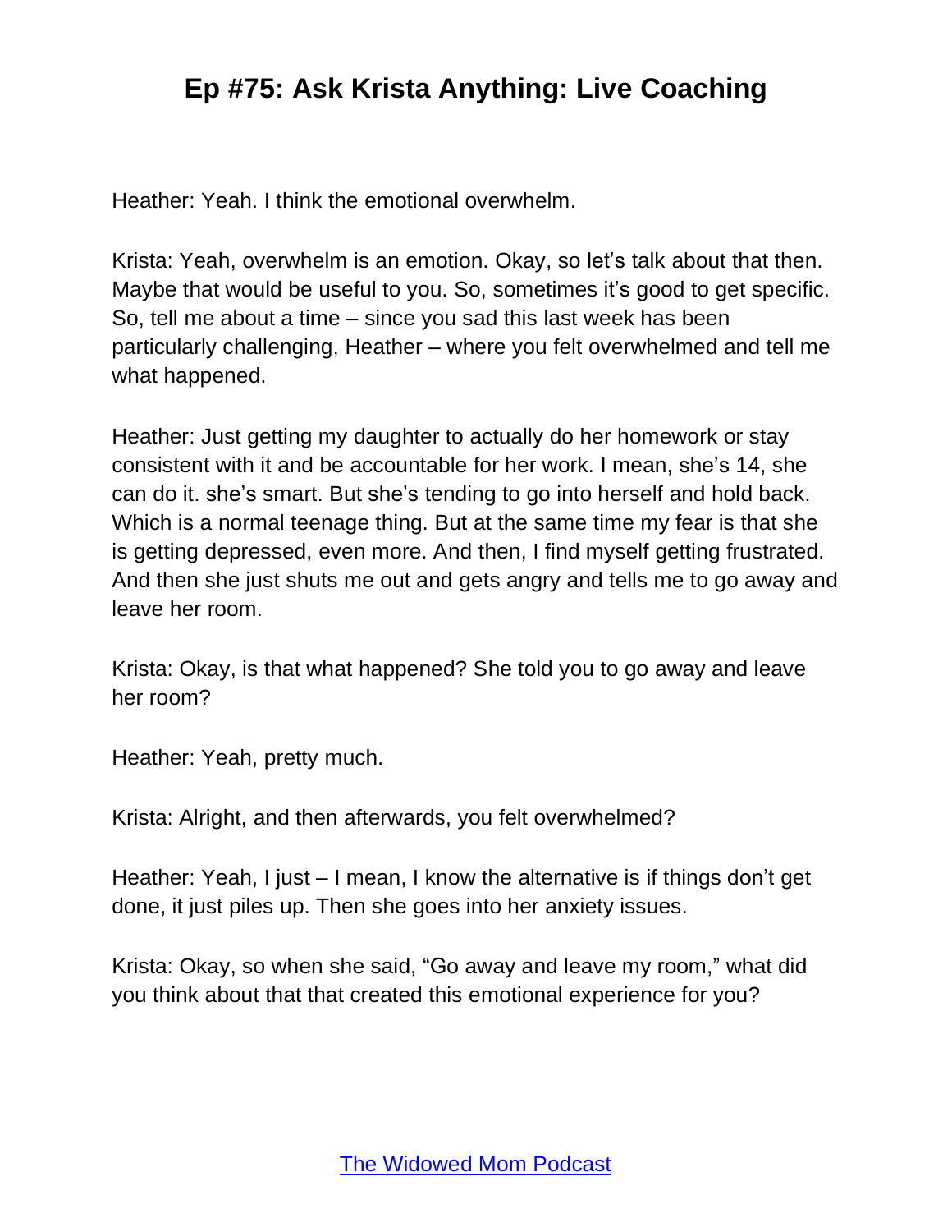Heather: Yeah. I think the emotional overwhelm.

Krista: Yeah, overwhelm is an emotion. Okay, so let's talk about that then. Maybe that would be useful to you. So, sometimes it's good to get specific. So, tell me about a time – since you sad this last week has been particularly challenging, Heather – where you felt overwhelmed and tell me what happened.

Heather: Just getting my daughter to actually do her homework or stay consistent with it and be accountable for her work. I mean, she's 14, she can do it. she's smart. But she's tending to go into herself and hold back. Which is a normal teenage thing. But at the same time my fear is that she is getting depressed, even more. And then, I find myself getting frustrated. And then she just shuts me out and gets angry and tells me to go away and leave her room.

Krista: Okay, is that what happened? She told you to go away and leave her room?

Heather: Yeah, pretty much.

Krista: Alright, and then afterwards, you felt overwhelmed?

Heather: Yeah, I just – I mean, I know the alternative is if things don't get done, it just piles up. Then she goes into her anxiety issues.

Krista: Okay, so when she said, "Go away and leave my room," what did you think about that that created this emotional experience for you?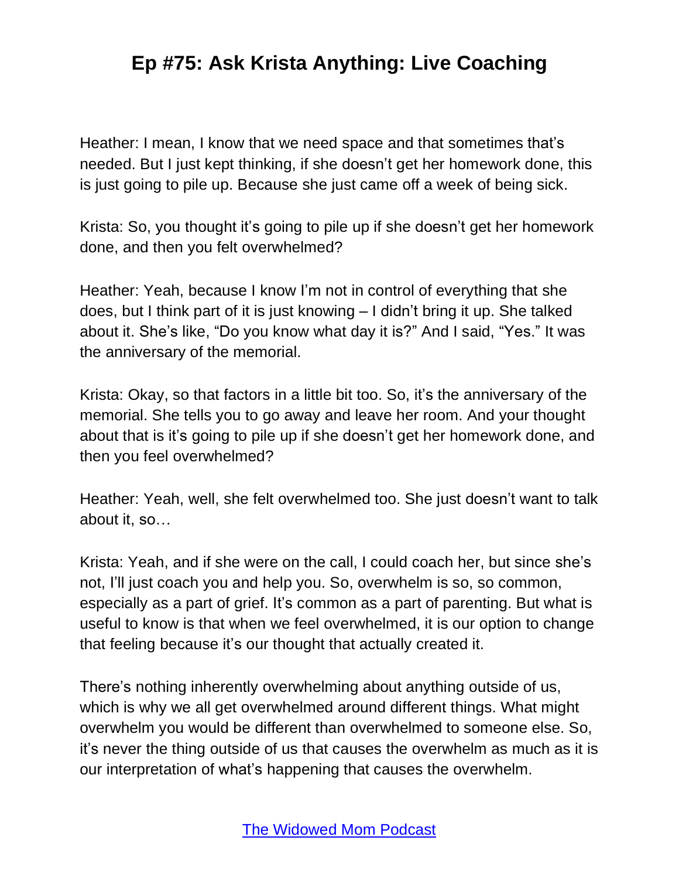Heather: I mean, I know that we need space and that sometimes that's needed. But I just kept thinking, if she doesn't get her homework done, this is just going to pile up. Because she just came off a week of being sick.

Krista: So, you thought it's going to pile up if she doesn't get her homework done, and then you felt overwhelmed?

Heather: Yeah, because I know I'm not in control of everything that she does, but I think part of it is just knowing – I didn't bring it up. She talked about it. She's like, "Do you know what day it is?" And I said, "Yes." It was the anniversary of the memorial.

Krista: Okay, so that factors in a little bit too. So, it's the anniversary of the memorial. She tells you to go away and leave her room. And your thought about that is it's going to pile up if she doesn't get her homework done, and then you feel overwhelmed?

Heather: Yeah, well, she felt overwhelmed too. She just doesn't want to talk about it, so…

Krista: Yeah, and if she were on the call, I could coach her, but since she's not, I'll just coach you and help you. So, overwhelm is so, so common, especially as a part of grief. It's common as a part of parenting. But what is useful to know is that when we feel overwhelmed, it is our option to change that feeling because it's our thought that actually created it.

There's nothing inherently overwhelming about anything outside of us, which is why we all get overwhelmed around different things. What might overwhelm you would be different than overwhelmed to someone else. So, it's never the thing outside of us that causes the overwhelm as much as it is our interpretation of what's happening that causes the overwhelm.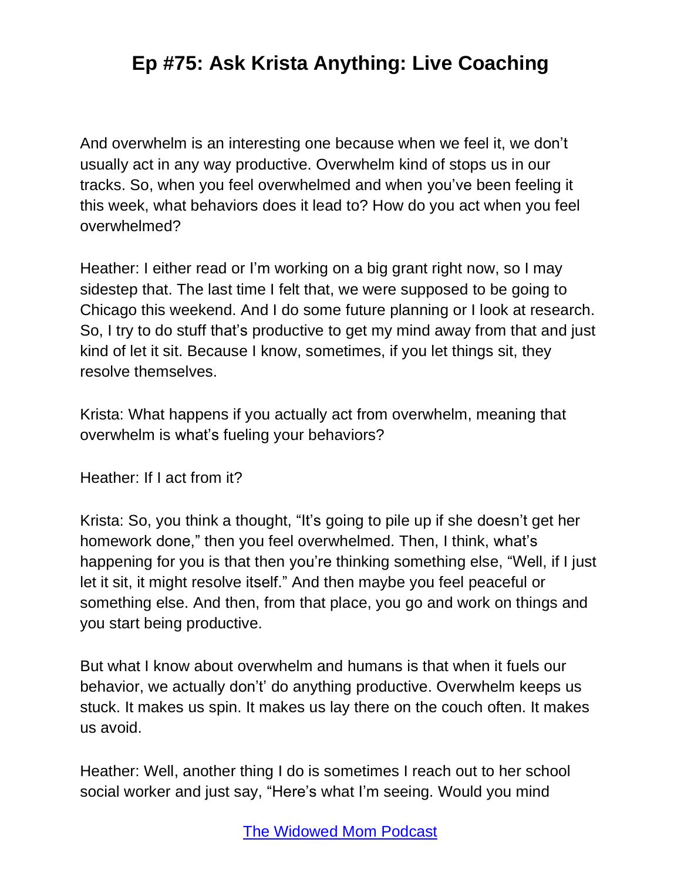And overwhelm is an interesting one because when we feel it, we don't usually act in any way productive. Overwhelm kind of stops us in our tracks. So, when you feel overwhelmed and when you've been feeling it this week, what behaviors does it lead to? How do you act when you feel overwhelmed?

Heather: I either read or I'm working on a big grant right now, so I may sidestep that. The last time I felt that, we were supposed to be going to Chicago this weekend. And I do some future planning or I look at research. So, I try to do stuff that's productive to get my mind away from that and just kind of let it sit. Because I know, sometimes, if you let things sit, they resolve themselves.

Krista: What happens if you actually act from overwhelm, meaning that overwhelm is what's fueling your behaviors?

Heather: If I act from it?

Krista: So, you think a thought, "It's going to pile up if she doesn't get her homework done," then you feel overwhelmed. Then, I think, what's happening for you is that then you're thinking something else, "Well, if I just let it sit, it might resolve itself." And then maybe you feel peaceful or something else. And then, from that place, you go and work on things and you start being productive.

But what I know about overwhelm and humans is that when it fuels our behavior, we actually don't' do anything productive. Overwhelm keeps us stuck. It makes us spin. It makes us lay there on the couch often. It makes us avoid.

Heather: Well, another thing I do is sometimes I reach out to her school social worker and just say, "Here's what I'm seeing. Would you mind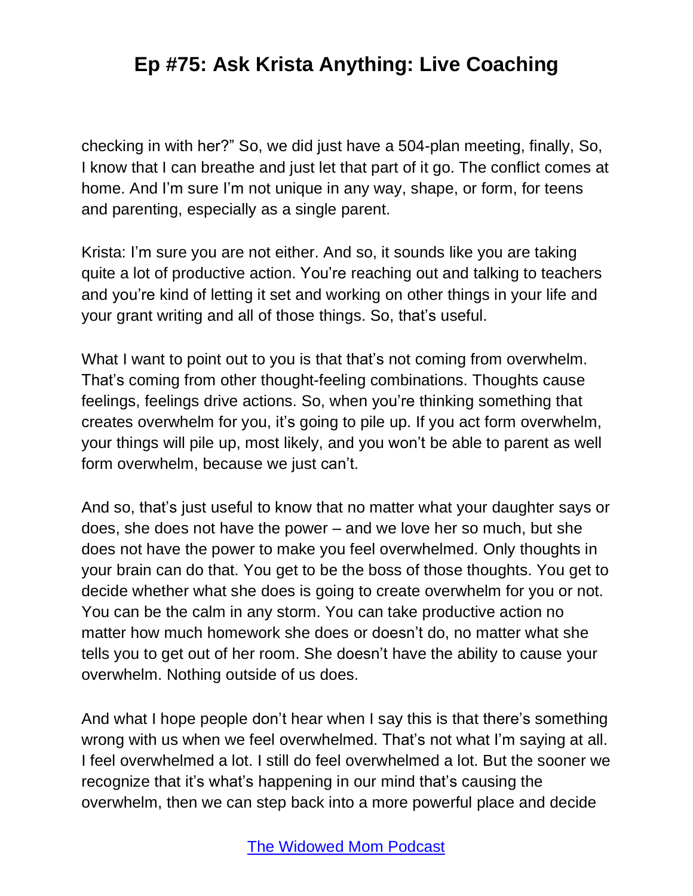checking in with her?" So, we did just have a 504-plan meeting, finally, So, I know that I can breathe and just let that part of it go. The conflict comes at home. And I'm sure I'm not unique in any way, shape, or form, for teens and parenting, especially as a single parent.

Krista: I'm sure you are not either. And so, it sounds like you are taking quite a lot of productive action. You're reaching out and talking to teachers and you're kind of letting it set and working on other things in your life and your grant writing and all of those things. So, that's useful.

What I want to point out to you is that that's not coming from overwhelm. That's coming from other thought-feeling combinations. Thoughts cause feelings, feelings drive actions. So, when you're thinking something that creates overwhelm for you, it's going to pile up. If you act form overwhelm, your things will pile up, most likely, and you won't be able to parent as well form overwhelm, because we just can't.

And so, that's just useful to know that no matter what your daughter says or does, she does not have the power – and we love her so much, but she does not have the power to make you feel overwhelmed. Only thoughts in your brain can do that. You get to be the boss of those thoughts. You get to decide whether what she does is going to create overwhelm for you or not. You can be the calm in any storm. You can take productive action no matter how much homework she does or doesn't do, no matter what she tells you to get out of her room. She doesn't have the ability to cause your overwhelm. Nothing outside of us does.

And what I hope people don't hear when I say this is that there's something wrong with us when we feel overwhelmed. That's not what I'm saying at all. I feel overwhelmed a lot. I still do feel overwhelmed a lot. But the sooner we recognize that it's what's happening in our mind that's causing the overwhelm, then we can step back into a more powerful place and decide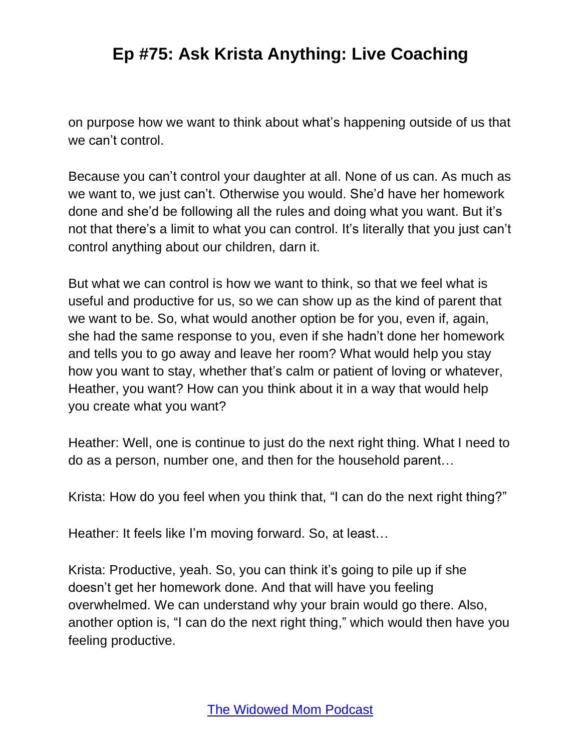on purpose how we want to think about what's happening outside of us that we can't control.

Because you can't control your daughter at all. None of us can. As much as we want to, we just can't. Otherwise you would. She'd have her homework done and she'd be following all the rules and doing what you want. But it's not that there's a limit to what you can control. It's literally that you just can't control anything about our children, darn it.

But what we can control is how we want to think, so that we feel what is useful and productive for us, so we can show up as the kind of parent that we want to be. So, what would another option be for you, even if, again, she had the same response to you, even if she hadn't done her homework and tells you to go away and leave her room? What would help you stay how you want to stay, whether that's calm or patient of loving or whatever, Heather, you want? How can you think about it in a way that would help you create what you want?

Heather: Well, one is continue to just do the next right thing. What I need to do as a person, number one, and then for the household parent…

Krista: How do you feel when you think that, "I can do the next right thing?"

Heather: It feels like I'm moving forward. So, at least…

Krista: Productive, yeah. So, you can think it's going to pile up if she doesn't get her homework done. And that will have you feeling overwhelmed. We can understand why your brain would go there. Also, another option is, "I can do the next right thing," which would then have you feeling productive.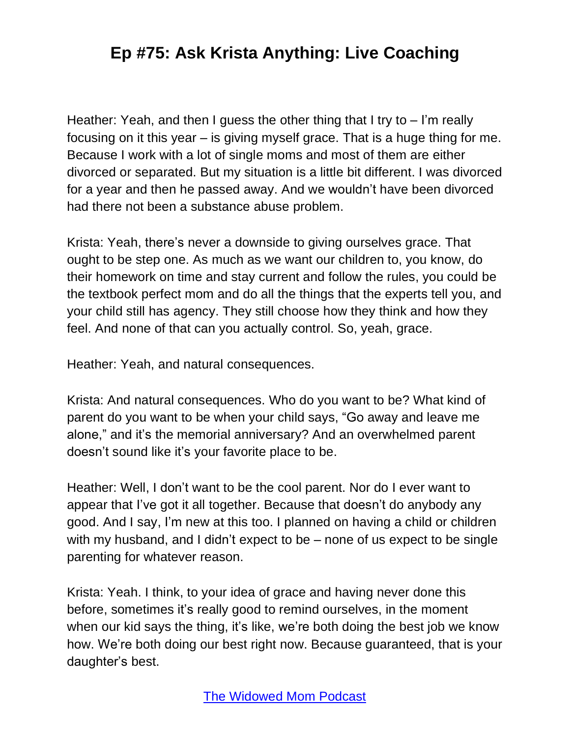Heather: Yeah, and then I guess the other thing that I try to – I'm really focusing on it this year – is giving myself grace. That is a huge thing for me. Because I work with a lot of single moms and most of them are either divorced or separated. But my situation is a little bit different. I was divorced for a year and then he passed away. And we wouldn't have been divorced had there not been a substance abuse problem.

Krista: Yeah, there's never a downside to giving ourselves grace. That ought to be step one. As much as we want our children to, you know, do their homework on time and stay current and follow the rules, you could be the textbook perfect mom and do all the things that the experts tell you, and your child still has agency. They still choose how they think and how they feel. And none of that can you actually control. So, yeah, grace.

Heather: Yeah, and natural consequences.

Krista: And natural consequences. Who do you want to be? What kind of parent do you want to be when your child says, "Go away and leave me alone," and it's the memorial anniversary? And an overwhelmed parent doesn't sound like it's your favorite place to be.

Heather: Well, I don't want to be the cool parent. Nor do I ever want to appear that I've got it all together. Because that doesn't do anybody any good. And I say, I'm new at this too. I planned on having a child or children with my husband, and I didn't expect to be – none of us expect to be single parenting for whatever reason.

Krista: Yeah. I think, to your idea of grace and having never done this before, sometimes it's really good to remind ourselves, in the moment when our kid says the thing, it's like, we're both doing the best job we know how. We're both doing our best right now. Because guaranteed, that is your daughter's best.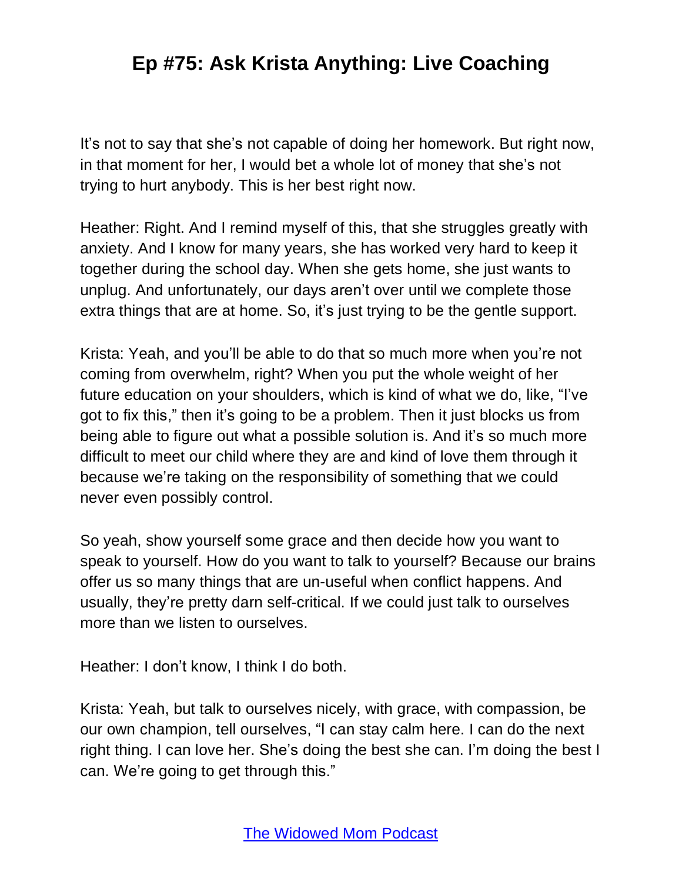It's not to say that she's not capable of doing her homework. But right now, in that moment for her, I would bet a whole lot of money that she's not trying to hurt anybody. This is her best right now.

Heather: Right. And I remind myself of this, that she struggles greatly with anxiety. And I know for many years, she has worked very hard to keep it together during the school day. When she gets home, she just wants to unplug. And unfortunately, our days aren't over until we complete those extra things that are at home. So, it's just trying to be the gentle support.

Krista: Yeah, and you'll be able to do that so much more when you're not coming from overwhelm, right? When you put the whole weight of her future education on your shoulders, which is kind of what we do, like, "I've got to fix this," then it's going to be a problem. Then it just blocks us from being able to figure out what a possible solution is. And it's so much more difficult to meet our child where they are and kind of love them through it because we're taking on the responsibility of something that we could never even possibly control.

So yeah, show yourself some grace and then decide how you want to speak to yourself. How do you want to talk to yourself? Because our brains offer us so many things that are un-useful when conflict happens. And usually, they're pretty darn self-critical. If we could just talk to ourselves more than we listen to ourselves.

Heather: I don't know, I think I do both.

Krista: Yeah, but talk to ourselves nicely, with grace, with compassion, be our own champion, tell ourselves, "I can stay calm here. I can do the next right thing. I can love her. She's doing the best she can. I'm doing the best I can. We're going to get through this."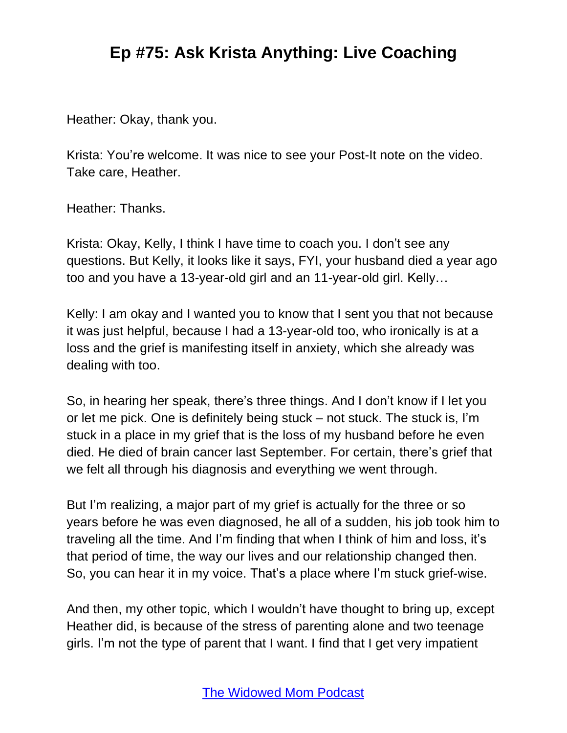Heather: Okay, thank you.

Krista: You're welcome. It was nice to see your Post-It note on the video. Take care, Heather.

Heather: Thanks.

Krista: Okay, Kelly, I think I have time to coach you. I don't see any questions. But Kelly, it looks like it says, FYI, your husband died a year ago too and you have a 13-year-old girl and an 11-year-old girl. Kelly…

Kelly: I am okay and I wanted you to know that I sent you that not because it was just helpful, because I had a 13-year-old too, who ironically is at a loss and the grief is manifesting itself in anxiety, which she already was dealing with too.

So, in hearing her speak, there's three things. And I don't know if I let you or let me pick. One is definitely being stuck – not stuck. The stuck is, I'm stuck in a place in my grief that is the loss of my husband before he even died. He died of brain cancer last September. For certain, there's grief that we felt all through his diagnosis and everything we went through.

But I'm realizing, a major part of my grief is actually for the three or so years before he was even diagnosed, he all of a sudden, his job took him to traveling all the time. And I'm finding that when I think of him and loss, it's that period of time, the way our lives and our relationship changed then. So, you can hear it in my voice. That's a place where I'm stuck grief-wise.

And then, my other topic, which I wouldn't have thought to bring up, except Heather did, is because of the stress of parenting alone and two teenage girls. I'm not the type of parent that I want. I find that I get very impatient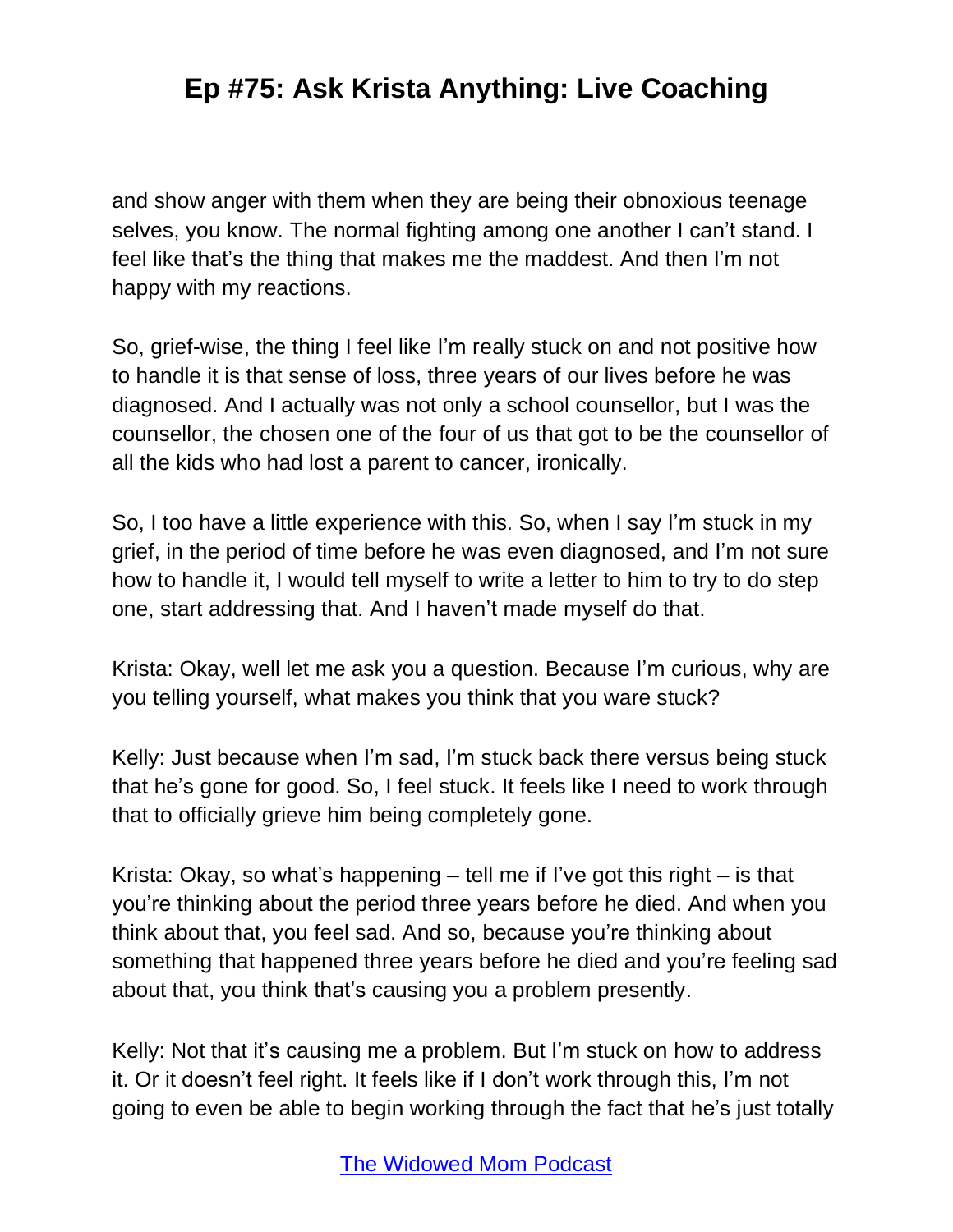and show anger with them when they are being their obnoxious teenage selves, you know. The normal fighting among one another I can't stand. I feel like that's the thing that makes me the maddest. And then I'm not happy with my reactions.

So, grief-wise, the thing I feel like I'm really stuck on and not positive how to handle it is that sense of loss, three years of our lives before he was diagnosed. And I actually was not only a school counsellor, but I was the counsellor, the chosen one of the four of us that got to be the counsellor of all the kids who had lost a parent to cancer, ironically.

So, I too have a little experience with this. So, when I say I'm stuck in my grief, in the period of time before he was even diagnosed, and I'm not sure how to handle it, I would tell myself to write a letter to him to try to do step one, start addressing that. And I haven't made myself do that.

Krista: Okay, well let me ask you a question. Because I'm curious, why are you telling yourself, what makes you think that you ware stuck?

Kelly: Just because when I'm sad, I'm stuck back there versus being stuck that he's gone for good. So, I feel stuck. It feels like I need to work through that to officially grieve him being completely gone.

Krista: Okay, so what's happening – tell me if I've got this right – is that you're thinking about the period three years before he died. And when you think about that, you feel sad. And so, because you're thinking about something that happened three years before he died and you're feeling sad about that, you think that's causing you a problem presently.

Kelly: Not that it's causing me a problem. But I'm stuck on how to address it. Or it doesn't feel right. It feels like if I don't work through this, I'm not going to even be able to begin working through the fact that he's just totally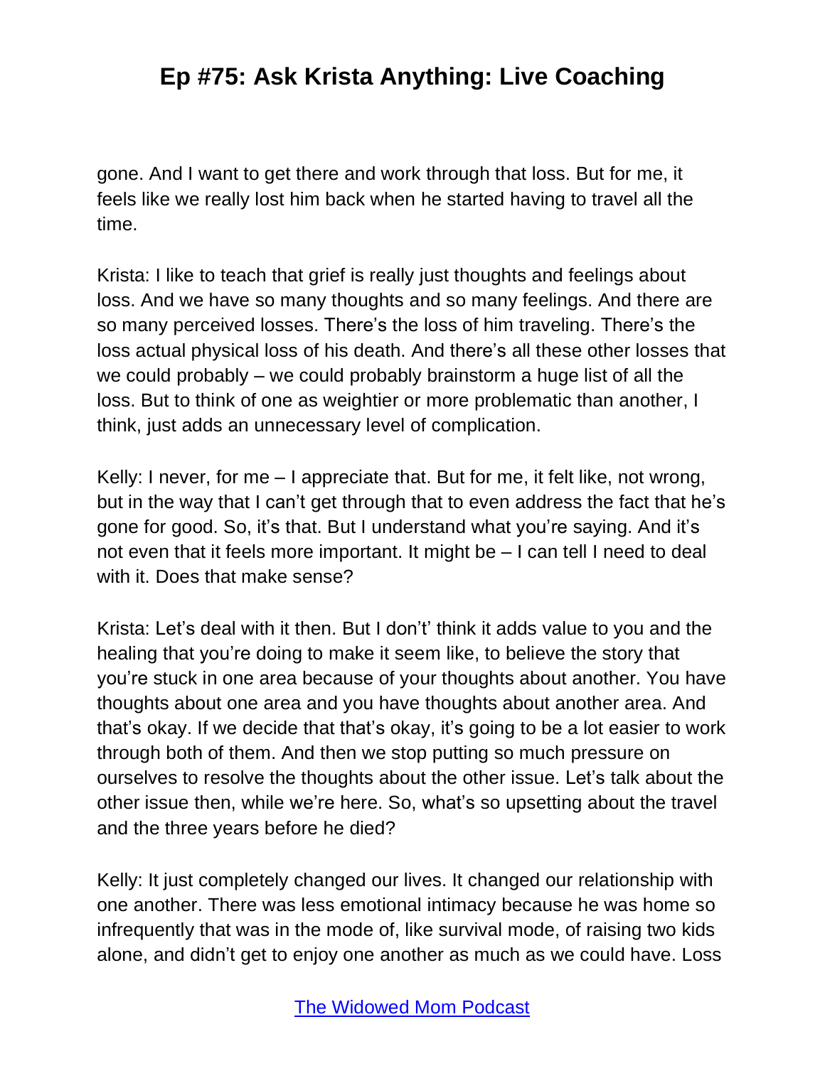gone. And I want to get there and work through that loss. But for me, it feels like we really lost him back when he started having to travel all the time.

Krista: I like to teach that grief is really just thoughts and feelings about loss. And we have so many thoughts and so many feelings. And there are so many perceived losses. There's the loss of him traveling. There's the loss actual physical loss of his death. And there's all these other losses that we could probably – we could probably brainstorm a huge list of all the loss. But to think of one as weightier or more problematic than another, I think, just adds an unnecessary level of complication.

Kelly: I never, for me – I appreciate that. But for me, it felt like, not wrong, but in the way that I can't get through that to even address the fact that he's gone for good. So, it's that. But I understand what you're saying. And it's not even that it feels more important. It might be – I can tell I need to deal with it. Does that make sense?

Krista: Let's deal with it then. But I don't' think it adds value to you and the healing that you're doing to make it seem like, to believe the story that you're stuck in one area because of your thoughts about another. You have thoughts about one area and you have thoughts about another area. And that's okay. If we decide that that's okay, it's going to be a lot easier to work through both of them. And then we stop putting so much pressure on ourselves to resolve the thoughts about the other issue. Let's talk about the other issue then, while we're here. So, what's so upsetting about the travel and the three years before he died?

Kelly: It just completely changed our lives. It changed our relationship with one another. There was less emotional intimacy because he was home so infrequently that was in the mode of, like survival mode, of raising two kids alone, and didn't get to enjoy one another as much as we could have. Loss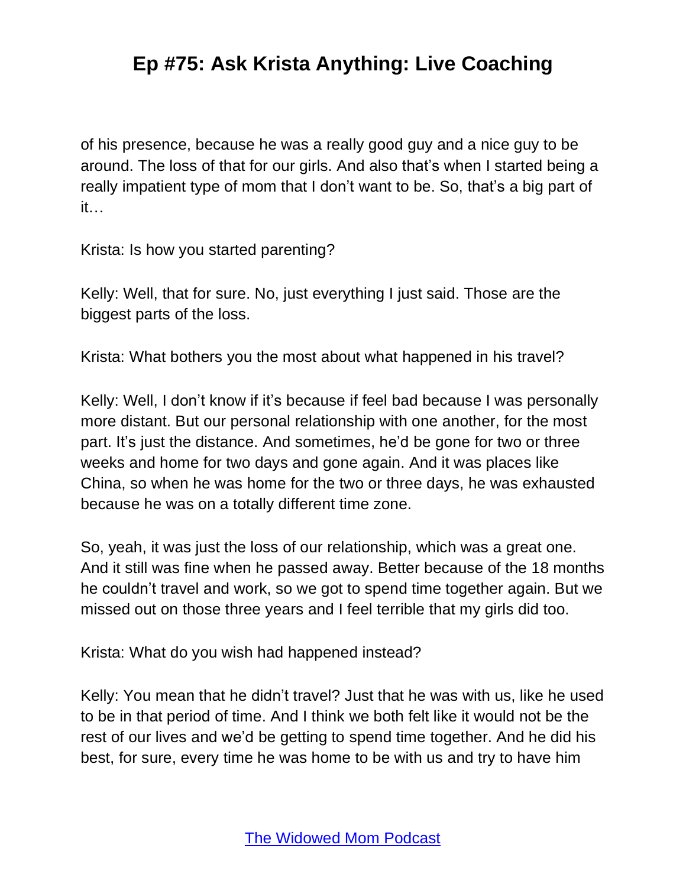of his presence, because he was a really good guy and a nice guy to be around. The loss of that for our girls. And also that's when I started being a really impatient type of mom that I don't want to be. So, that's a big part of it…

Krista: Is how you started parenting?

Kelly: Well, that for sure. No, just everything I just said. Those are the biggest parts of the loss.

Krista: What bothers you the most about what happened in his travel?

Kelly: Well, I don't know if it's because if feel bad because I was personally more distant. But our personal relationship with one another, for the most part. It's just the distance. And sometimes, he'd be gone for two or three weeks and home for two days and gone again. And it was places like China, so when he was home for the two or three days, he was exhausted because he was on a totally different time zone.

So, yeah, it was just the loss of our relationship, which was a great one. And it still was fine when he passed away. Better because of the 18 months he couldn't travel and work, so we got to spend time together again. But we missed out on those three years and I feel terrible that my girls did too.

Krista: What do you wish had happened instead?

Kelly: You mean that he didn't travel? Just that he was with us, like he used to be in that period of time. And I think we both felt like it would not be the rest of our lives and we'd be getting to spend time together. And he did his best, for sure, every time he was home to be with us and try to have him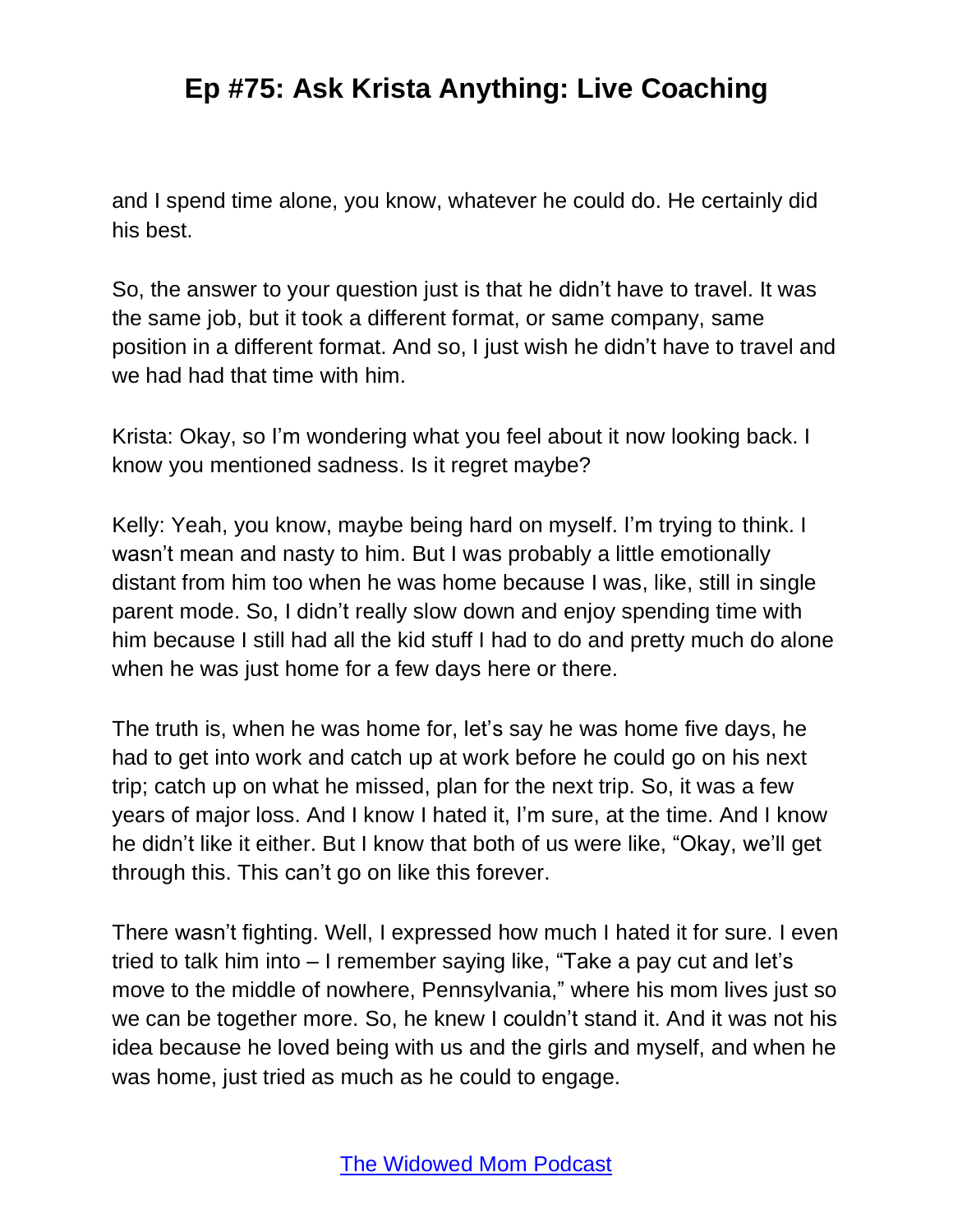and I spend time alone, you know, whatever he could do. He certainly did his best.

So, the answer to your question just is that he didn't have to travel. It was the same job, but it took a different format, or same company, same position in a different format. And so, I just wish he didn't have to travel and we had had that time with him.

Krista: Okay, so I'm wondering what you feel about it now looking back. I know you mentioned sadness. Is it regret maybe?

Kelly: Yeah, you know, maybe being hard on myself. I'm trying to think. I wasn't mean and nasty to him. But I was probably a little emotionally distant from him too when he was home because I was, like, still in single parent mode. So, I didn't really slow down and enjoy spending time with him because I still had all the kid stuff I had to do and pretty much do alone when he was just home for a few days here or there.

The truth is, when he was home for, let's say he was home five days, he had to get into work and catch up at work before he could go on his next trip; catch up on what he missed, plan for the next trip. So, it was a few years of major loss. And I know I hated it, I'm sure, at the time. And I know he didn't like it either. But I know that both of us were like, "Okay, we'll get through this. This can't go on like this forever.

There wasn't fighting. Well, I expressed how much I hated it for sure. I even tried to talk him into – I remember saying like, "Take a pay cut and let's move to the middle of nowhere, Pennsylvania," where his mom lives just so we can be together more. So, he knew I couldn't stand it. And it was not his idea because he loved being with us and the girls and myself, and when he was home, just tried as much as he could to engage.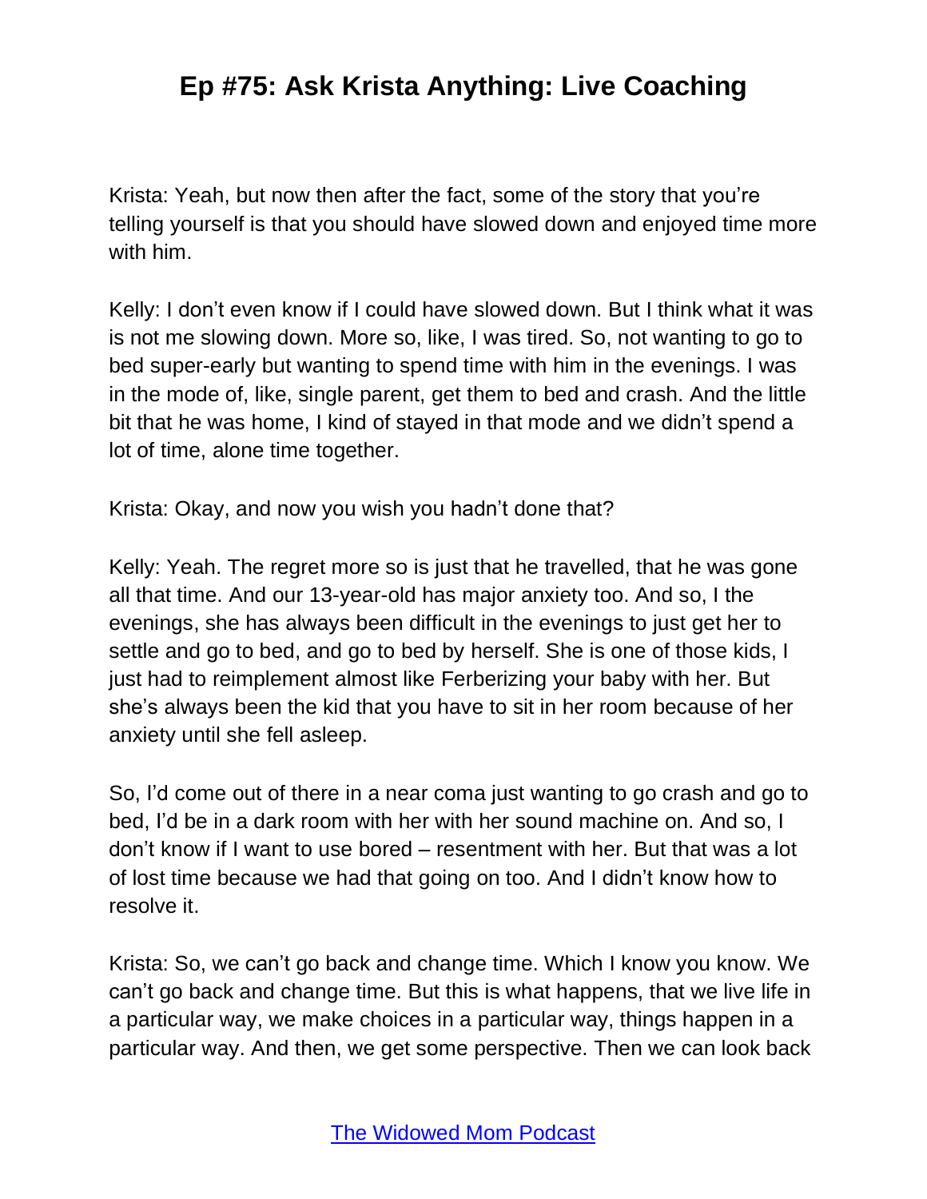Krista: Yeah, but now then after the fact, some of the story that you're telling yourself is that you should have slowed down and enjoyed time more with him.

Kelly: I don't even know if I could have slowed down. But I think what it was is not me slowing down. More so, like, I was tired. So, not wanting to go to bed super-early but wanting to spend time with him in the evenings. I was in the mode of, like, single parent, get them to bed and crash. And the little bit that he was home, I kind of stayed in that mode and we didn't spend a lot of time, alone time together.

Krista: Okay, and now you wish you hadn't done that?

Kelly: Yeah. The regret more so is just that he travelled, that he was gone all that time. And our 13-year-old has major anxiety too. And so, I the evenings, she has always been difficult in the evenings to just get her to settle and go to bed, and go to bed by herself. She is one of those kids, I just had to reimplement almost like Ferberizing your baby with her. But she's always been the kid that you have to sit in her room because of her anxiety until she fell asleep.

So, I'd come out of there in a near coma just wanting to go crash and go to bed, I'd be in a dark room with her with her sound machine on. And so, I don't know if I want to use bored – resentment with her. But that was a lot of lost time because we had that going on too. And I didn't know how to resolve it.

Krista: So, we can't go back and change time. Which I know you know. We can't go back and change time. But this is what happens, that we live life in a particular way, we make choices in a particular way, things happen in a particular way. And then, we get some perspective. Then we can look back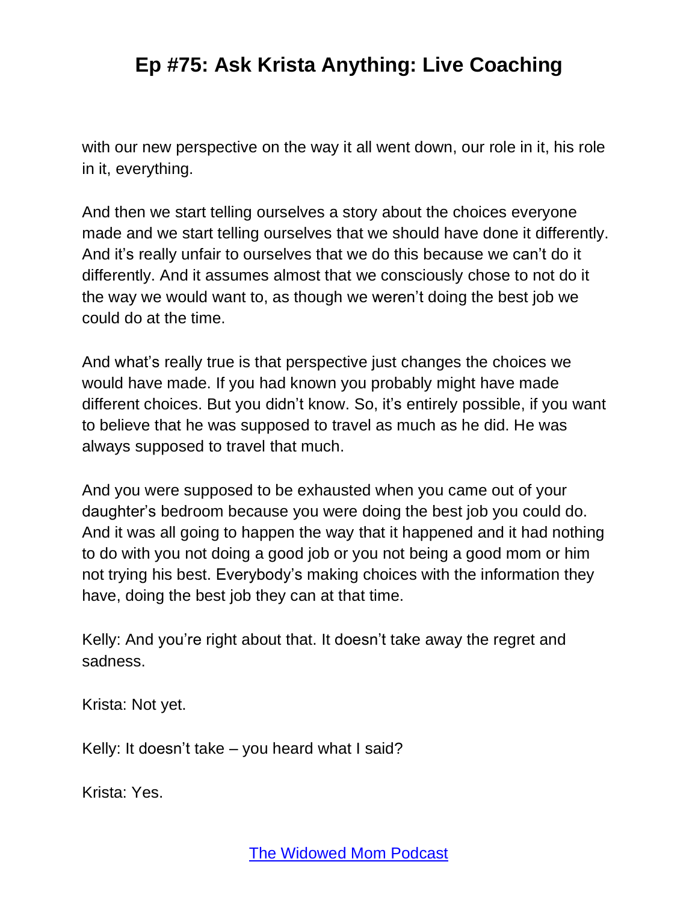with our new perspective on the way it all went down, our role in it, his role in it, everything.

And then we start telling ourselves a story about the choices everyone made and we start telling ourselves that we should have done it differently. And it's really unfair to ourselves that we do this because we can't do it differently. And it assumes almost that we consciously chose to not do it the way we would want to, as though we weren't doing the best job we could do at the time.

And what's really true is that perspective just changes the choices we would have made. If you had known you probably might have made different choices. But you didn't know. So, it's entirely possible, if you want to believe that he was supposed to travel as much as he did. He was always supposed to travel that much.

And you were supposed to be exhausted when you came out of your daughter's bedroom because you were doing the best job you could do. And it was all going to happen the way that it happened and it had nothing to do with you not doing a good job or you not being a good mom or him not trying his best. Everybody's making choices with the information they have, doing the best job they can at that time.

Kelly: And you're right about that. It doesn't take away the regret and sadness.

Krista: Not yet.

Kelly: It doesn't take – you heard what I said?

Krista: Yes.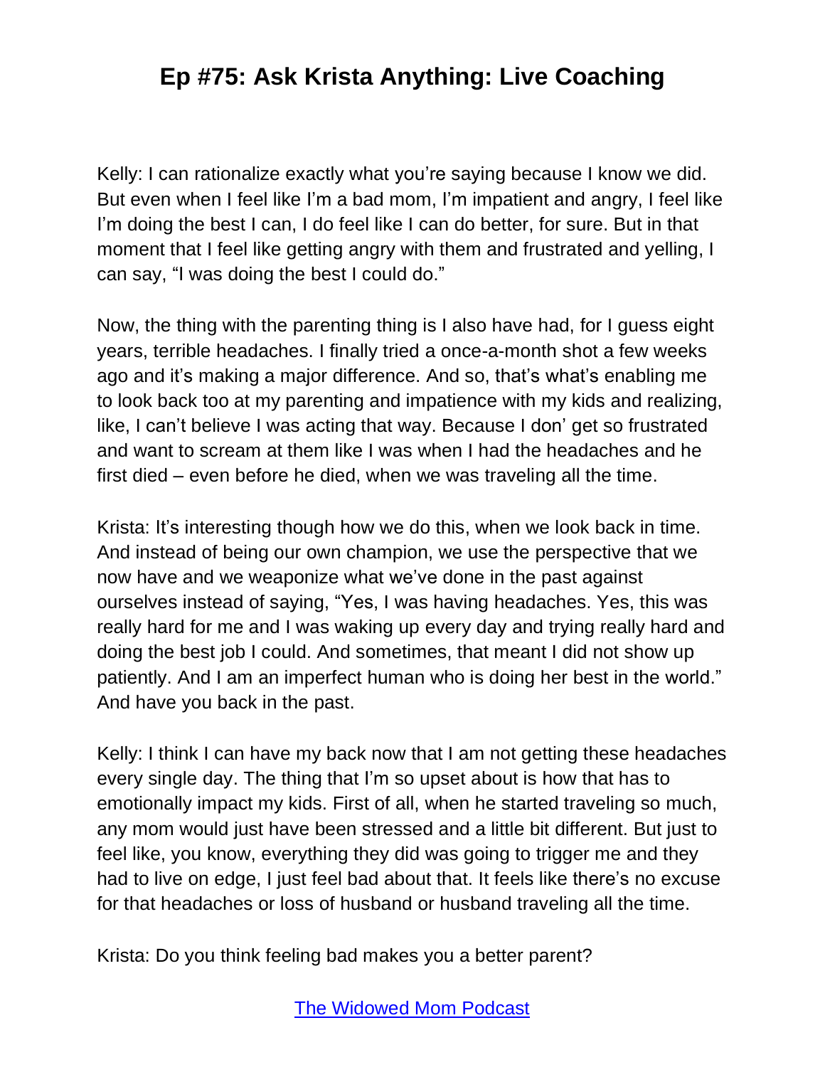Kelly: I can rationalize exactly what you're saying because I know we did. But even when I feel like I'm a bad mom, I'm impatient and angry, I feel like I'm doing the best I can, I do feel like I can do better, for sure. But in that moment that I feel like getting angry with them and frustrated and yelling, I can say, "I was doing the best I could do."

Now, the thing with the parenting thing is I also have had, for I guess eight years, terrible headaches. I finally tried a once-a-month shot a few weeks ago and it's making a major difference. And so, that's what's enabling me to look back too at my parenting and impatience with my kids and realizing, like, I can't believe I was acting that way. Because I don' get so frustrated and want to scream at them like I was when I had the headaches and he first died – even before he died, when we was traveling all the time.

Krista: It's interesting though how we do this, when we look back in time. And instead of being our own champion, we use the perspective that we now have and we weaponize what we've done in the past against ourselves instead of saying, "Yes, I was having headaches. Yes, this was really hard for me and I was waking up every day and trying really hard and doing the best job I could. And sometimes, that meant I did not show up patiently. And I am an imperfect human who is doing her best in the world." And have you back in the past.

Kelly: I think I can have my back now that I am not getting these headaches every single day. The thing that I'm so upset about is how that has to emotionally impact my kids. First of all, when he started traveling so much, any mom would just have been stressed and a little bit different. But just to feel like, you know, everything they did was going to trigger me and they had to live on edge, I just feel bad about that. It feels like there's no excuse for that headaches or loss of husband or husband traveling all the time.

Krista: Do you think feeling bad makes you a better parent?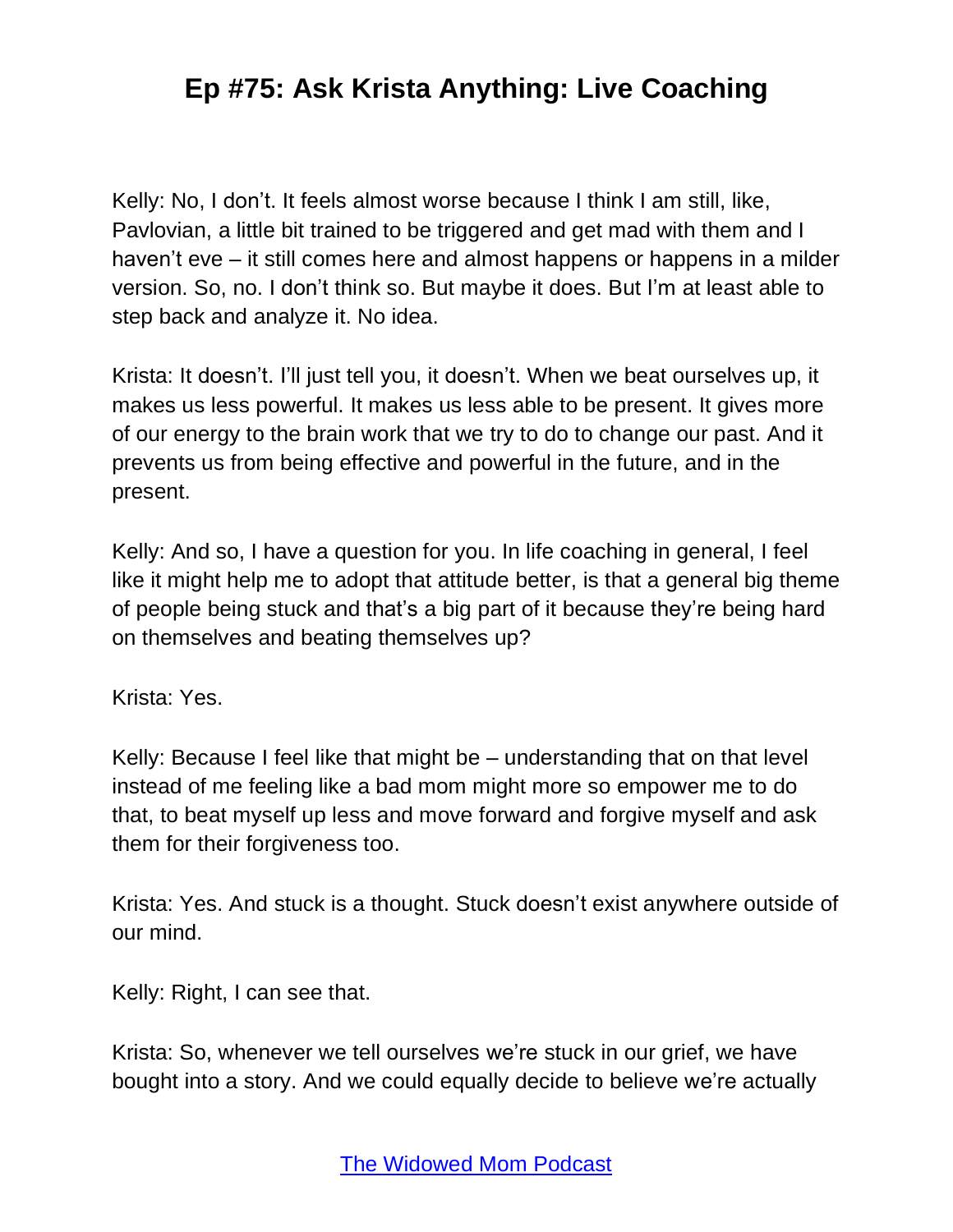Kelly: No, I don't. It feels almost worse because I think I am still, like, Pavlovian, a little bit trained to be triggered and get mad with them and I haven't eve – it still comes here and almost happens or happens in a milder version. So, no. I don't think so. But maybe it does. But I'm at least able to step back and analyze it. No idea.

Krista: It doesn't. I'll just tell you, it doesn't. When we beat ourselves up, it makes us less powerful. It makes us less able to be present. It gives more of our energy to the brain work that we try to do to change our past. And it prevents us from being effective and powerful in the future, and in the present.

Kelly: And so, I have a question for you. In life coaching in general, I feel like it might help me to adopt that attitude better, is that a general big theme of people being stuck and that's a big part of it because they're being hard on themselves and beating themselves up?

Krista: Yes.

Kelly: Because I feel like that might be – understanding that on that level instead of me feeling like a bad mom might more so empower me to do that, to beat myself up less and move forward and forgive myself and ask them for their forgiveness too.

Krista: Yes. And stuck is a thought. Stuck doesn't exist anywhere outside of our mind.

Kelly: Right, I can see that.

Krista: So, whenever we tell ourselves we're stuck in our grief, we have bought into a story. And we could equally decide to believe we're actually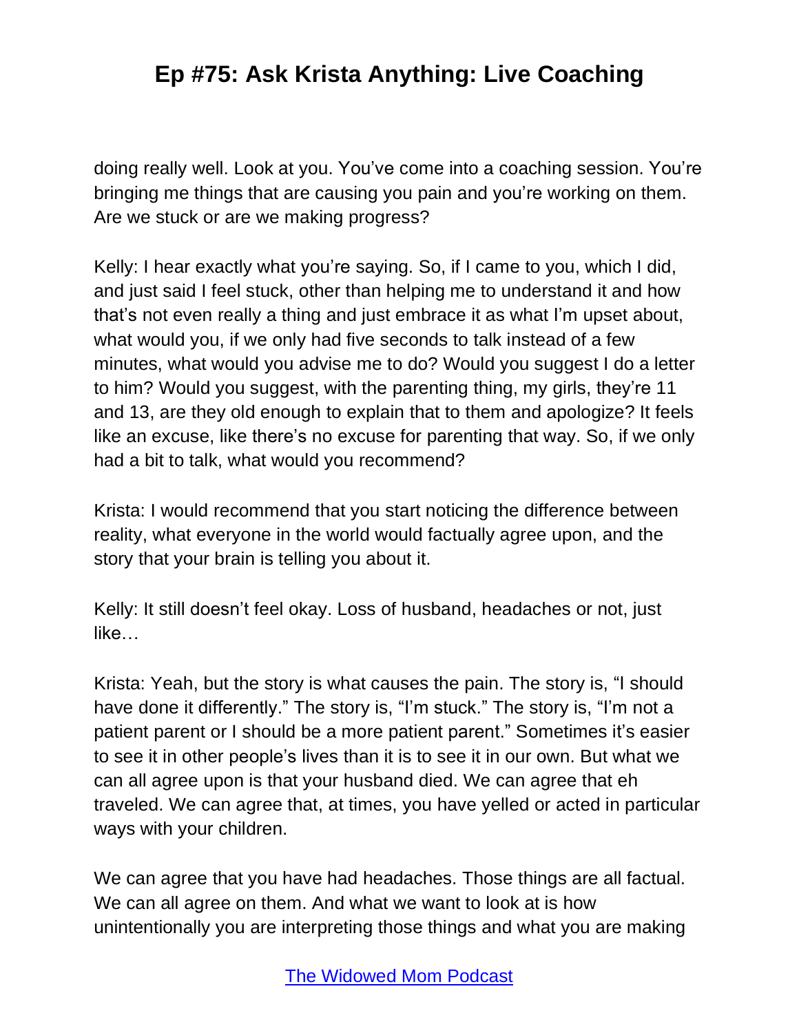doing really well. Look at you. You've come into a coaching session. You're bringing me things that are causing you pain and you're working on them. Are we stuck or are we making progress?

Kelly: I hear exactly what you're saying. So, if I came to you, which I did, and just said I feel stuck, other than helping me to understand it and how that's not even really a thing and just embrace it as what I'm upset about, what would you, if we only had five seconds to talk instead of a few minutes, what would you advise me to do? Would you suggest I do a letter to him? Would you suggest, with the parenting thing, my girls, they're 11 and 13, are they old enough to explain that to them and apologize? It feels like an excuse, like there's no excuse for parenting that way. So, if we only had a bit to talk, what would you recommend?

Krista: I would recommend that you start noticing the difference between reality, what everyone in the world would factually agree upon, and the story that your brain is telling you about it.

Kelly: It still doesn't feel okay. Loss of husband, headaches or not, just like…

Krista: Yeah, but the story is what causes the pain. The story is, "I should have done it differently." The story is, "I'm stuck." The story is, "I'm not a patient parent or I should be a more patient parent." Sometimes it's easier to see it in other people's lives than it is to see it in our own. But what we can all agree upon is that your husband died. We can agree that eh traveled. We can agree that, at times, you have yelled or acted in particular ways with your children.

We can agree that you have had headaches. Those things are all factual. We can all agree on them. And what we want to look at is how unintentionally you are interpreting those things and what you are making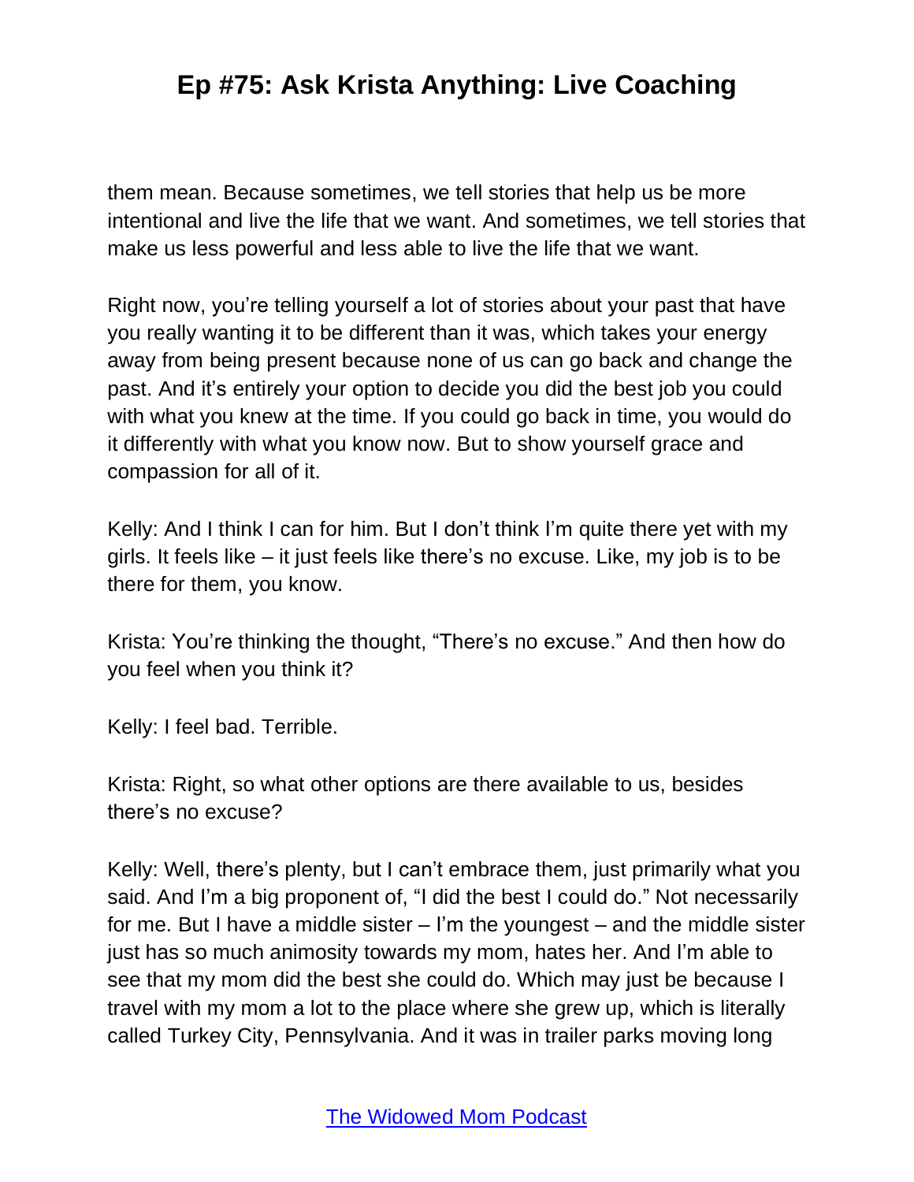them mean. Because sometimes, we tell stories that help us be more intentional and live the life that we want. And sometimes, we tell stories that make us less powerful and less able to live the life that we want.

Right now, you're telling yourself a lot of stories about your past that have you really wanting it to be different than it was, which takes your energy away from being present because none of us can go back and change the past. And it's entirely your option to decide you did the best job you could with what you knew at the time. If you could go back in time, you would do it differently with what you know now. But to show yourself grace and compassion for all of it.

Kelly: And I think I can for him. But I don't think I'm quite there yet with my girls. It feels like – it just feels like there's no excuse. Like, my job is to be there for them, you know.

Krista: You're thinking the thought, "There's no excuse." And then how do you feel when you think it?

Kelly: I feel bad. Terrible.

Krista: Right, so what other options are there available to us, besides there's no excuse?

Kelly: Well, there's plenty, but I can't embrace them, just primarily what you said. And I'm a big proponent of, "I did the best I could do." Not necessarily for me. But I have a middle sister – I'm the youngest – and the middle sister just has so much animosity towards my mom, hates her. And I'm able to see that my mom did the best she could do. Which may just be because I travel with my mom a lot to the place where she grew up, which is literally called Turkey City, Pennsylvania. And it was in trailer parks moving long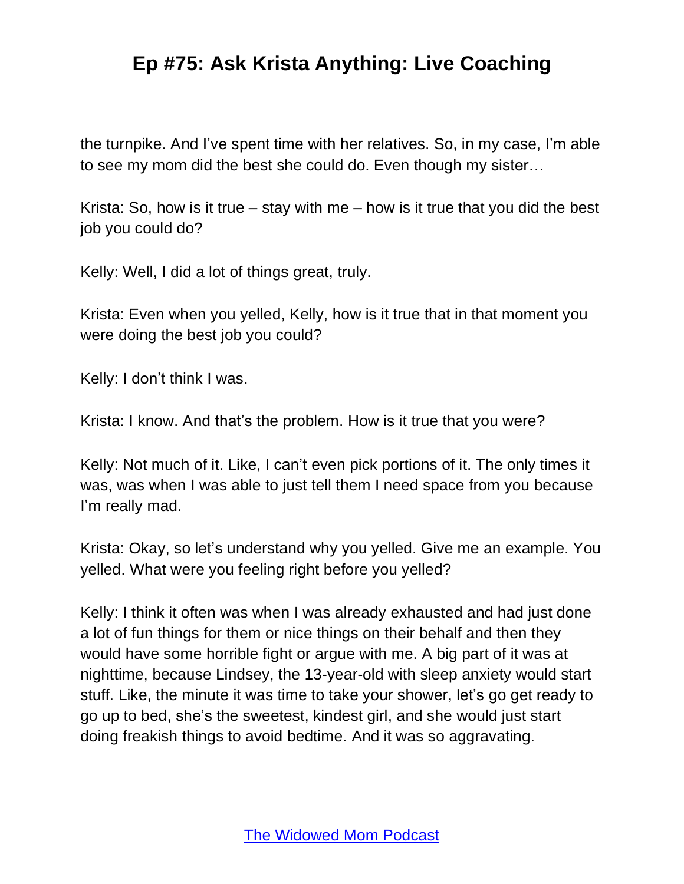the turnpike. And I've spent time with her relatives. So, in my case, I'm able to see my mom did the best she could do. Even though my sister…

Krista: So, how is it true – stay with me – how is it true that you did the best job you could do?

Kelly: Well, I did a lot of things great, truly.

Krista: Even when you yelled, Kelly, how is it true that in that moment you were doing the best job you could?

Kelly: I don't think I was.

Krista: I know. And that's the problem. How is it true that you were?

Kelly: Not much of it. Like, I can't even pick portions of it. The only times it was, was when I was able to just tell them I need space from you because I'm really mad.

Krista: Okay, so let's understand why you yelled. Give me an example. You yelled. What were you feeling right before you yelled?

Kelly: I think it often was when I was already exhausted and had just done a lot of fun things for them or nice things on their behalf and then they would have some horrible fight or argue with me. A big part of it was at nighttime, because Lindsey, the 13-year-old with sleep anxiety would start stuff. Like, the minute it was time to take your shower, let's go get ready to go up to bed, she's the sweetest, kindest girl, and she would just start doing freakish things to avoid bedtime. And it was so aggravating.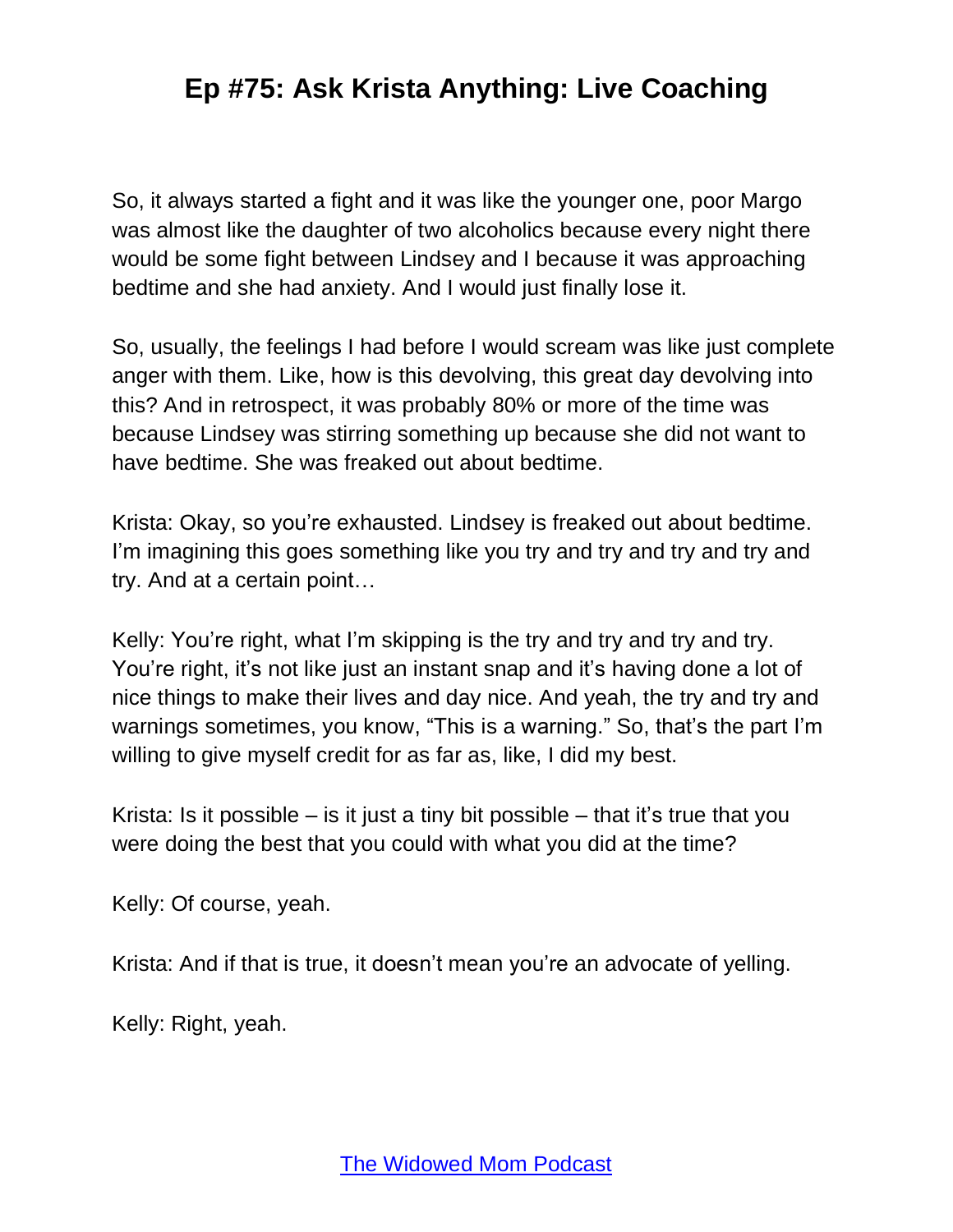So, it always started a fight and it was like the younger one, poor Margo was almost like the daughter of two alcoholics because every night there would be some fight between Lindsey and I because it was approaching bedtime and she had anxiety. And I would just finally lose it.

So, usually, the feelings I had before I would scream was like just complete anger with them. Like, how is this devolving, this great day devolving into this? And in retrospect, it was probably 80% or more of the time was because Lindsey was stirring something up because she did not want to have bedtime. She was freaked out about bedtime.

Krista: Okay, so you're exhausted. Lindsey is freaked out about bedtime. I'm imagining this goes something like you try and try and try and try and try. And at a certain point…

Kelly: You're right, what I'm skipping is the try and try and try and try. You're right, it's not like just an instant snap and it's having done a lot of nice things to make their lives and day nice. And yeah, the try and try and warnings sometimes, you know, "This is a warning." So, that's the part I'm willing to give myself credit for as far as, like, I did my best.

Krista: Is it possible – is it just a tiny bit possible – that it's true that you were doing the best that you could with what you did at the time?

Kelly: Of course, yeah.

Krista: And if that is true, it doesn't mean you're an advocate of yelling.

Kelly: Right, yeah.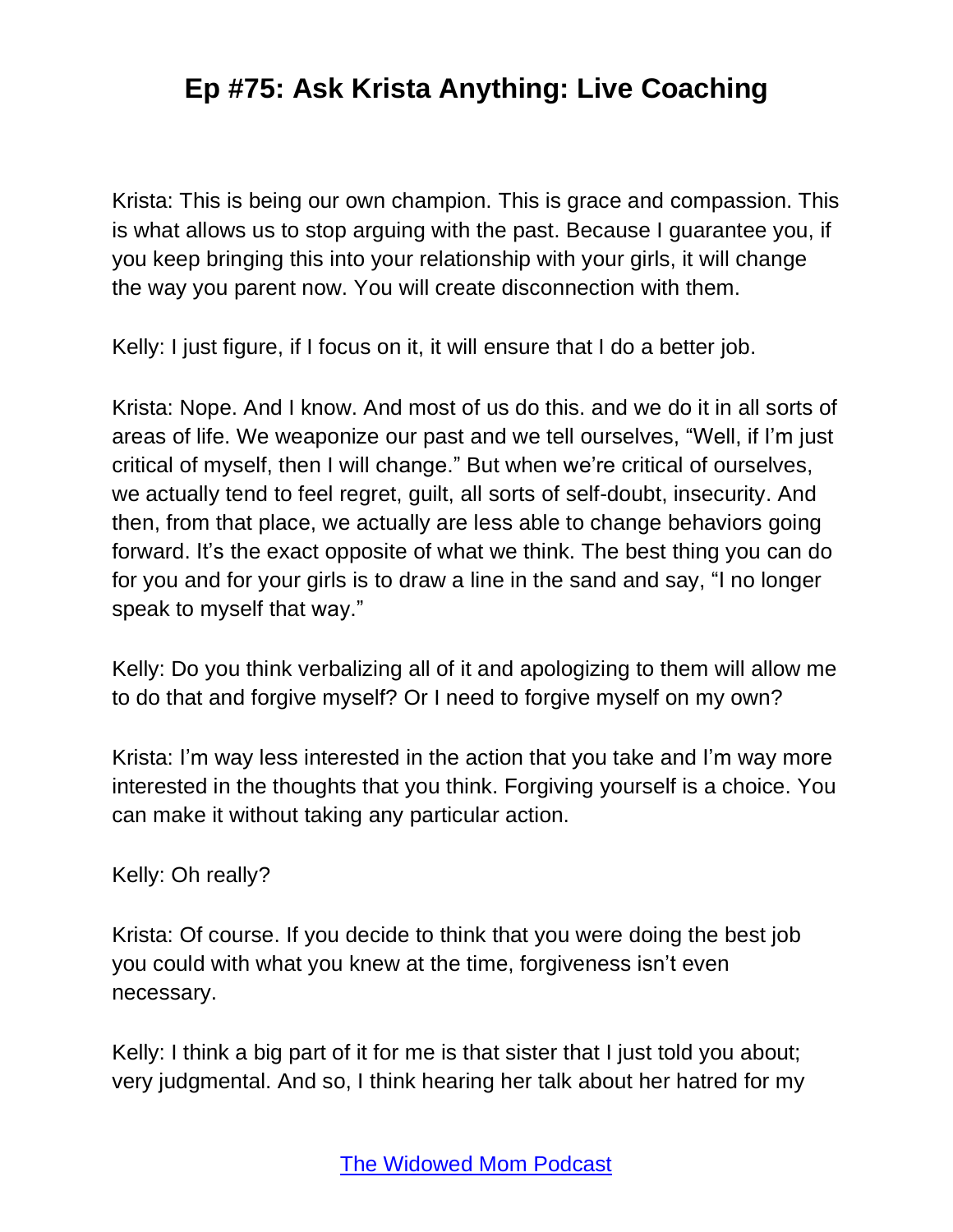Krista: This is being our own champion. This is grace and compassion. This is what allows us to stop arguing with the past. Because I guarantee you, if you keep bringing this into your relationship with your girls, it will change the way you parent now. You will create disconnection with them.

Kelly: I just figure, if I focus on it, it will ensure that I do a better job.

Krista: Nope. And I know. And most of us do this. and we do it in all sorts of areas of life. We weaponize our past and we tell ourselves, "Well, if I'm just critical of myself, then I will change." But when we're critical of ourselves, we actually tend to feel regret, guilt, all sorts of self-doubt, insecurity. And then, from that place, we actually are less able to change behaviors going forward. It's the exact opposite of what we think. The best thing you can do for you and for your girls is to draw a line in the sand and say, "I no longer speak to myself that way."

Kelly: Do you think verbalizing all of it and apologizing to them will allow me to do that and forgive myself? Or I need to forgive myself on my own?

Krista: I'm way less interested in the action that you take and I'm way more interested in the thoughts that you think. Forgiving yourself is a choice. You can make it without taking any particular action.

Kelly: Oh really?

Krista: Of course. If you decide to think that you were doing the best job you could with what you knew at the time, forgiveness isn't even necessary.

Kelly: I think a big part of it for me is that sister that I just told you about; very judgmental. And so, I think hearing her talk about her hatred for my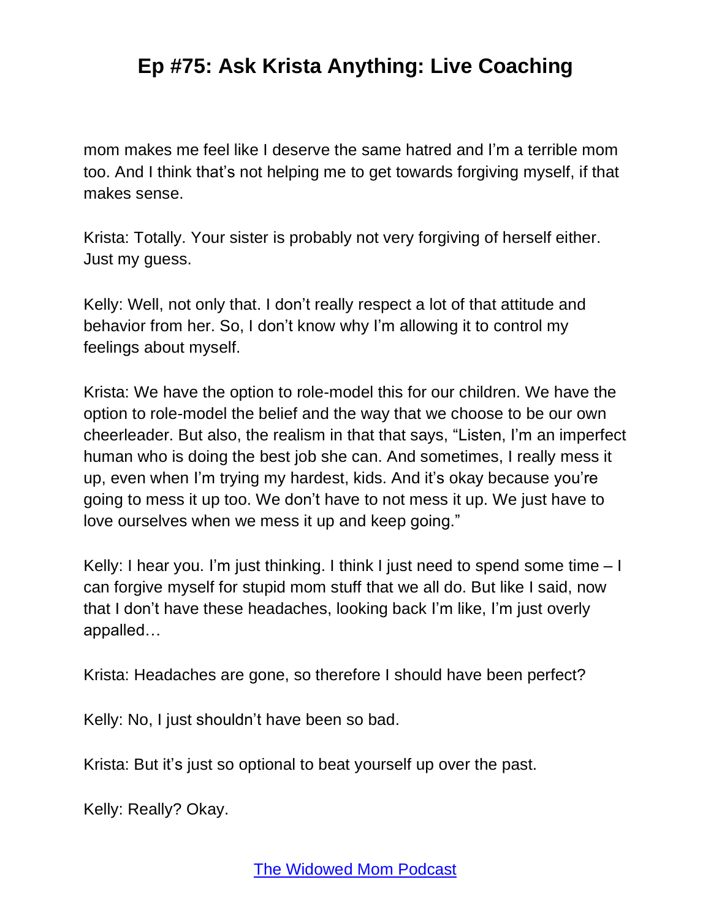mom makes me feel like I deserve the same hatred and I'm a terrible mom too. And I think that's not helping me to get towards forgiving myself, if that makes sense.

Krista: Totally. Your sister is probably not very forgiving of herself either. Just my guess.

Kelly: Well, not only that. I don't really respect a lot of that attitude and behavior from her. So, I don't know why I'm allowing it to control my feelings about myself.

Krista: We have the option to role-model this for our children. We have the option to role-model the belief and the way that we choose to be our own cheerleader. But also, the realism in that that says, "Listen, I'm an imperfect human who is doing the best job she can. And sometimes, I really mess it up, even when I'm trying my hardest, kids. And it's okay because you're going to mess it up too. We don't have to not mess it up. We just have to love ourselves when we mess it up and keep going."

Kelly: I hear you. I'm just thinking. I think I just need to spend some time – I can forgive myself for stupid mom stuff that we all do. But like I said, now that I don't have these headaches, looking back I'm like, I'm just overly appalled…

Krista: Headaches are gone, so therefore I should have been perfect?

Kelly: No, I just shouldn't have been so bad.

Krista: But it's just so optional to beat yourself up over the past.

Kelly: Really? Okay.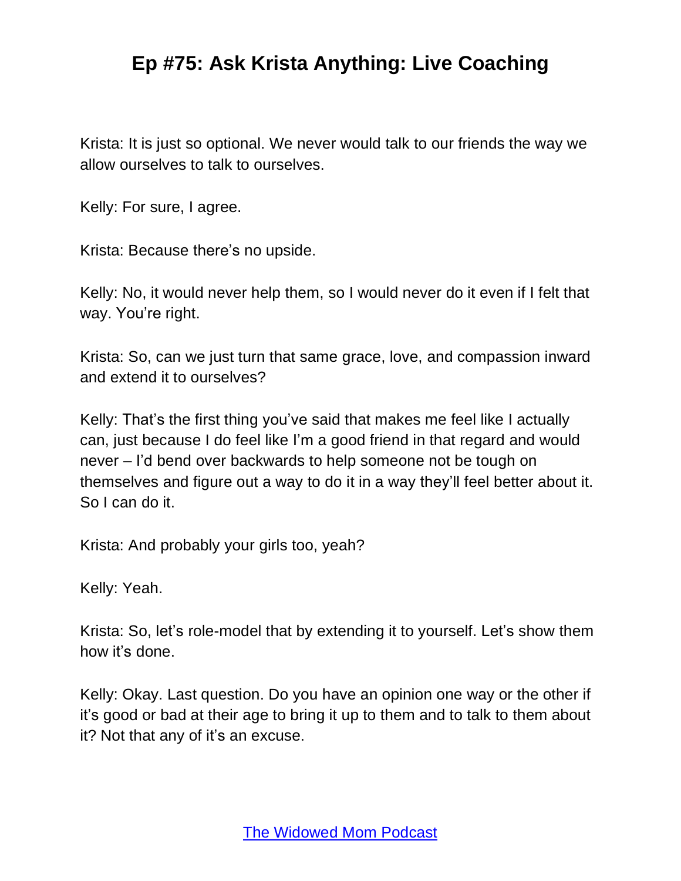Krista: It is just so optional. We never would talk to our friends the way we allow ourselves to talk to ourselves.

Kelly: For sure, I agree.

Krista: Because there's no upside.

Kelly: No, it would never help them, so I would never do it even if I felt that way. You're right.

Krista: So, can we just turn that same grace, love, and compassion inward and extend it to ourselves?

Kelly: That's the first thing you've said that makes me feel like I actually can, just because I do feel like I'm a good friend in that regard and would never – I'd bend over backwards to help someone not be tough on themselves and figure out a way to do it in a way they'll feel better about it. So I can do it.

Krista: And probably your girls too, yeah?

Kelly: Yeah.

Krista: So, let's role-model that by extending it to yourself. Let's show them how it's done.

Kelly: Okay. Last question. Do you have an opinion one way or the other if it's good or bad at their age to bring it up to them and to talk to them about it? Not that any of it's an excuse.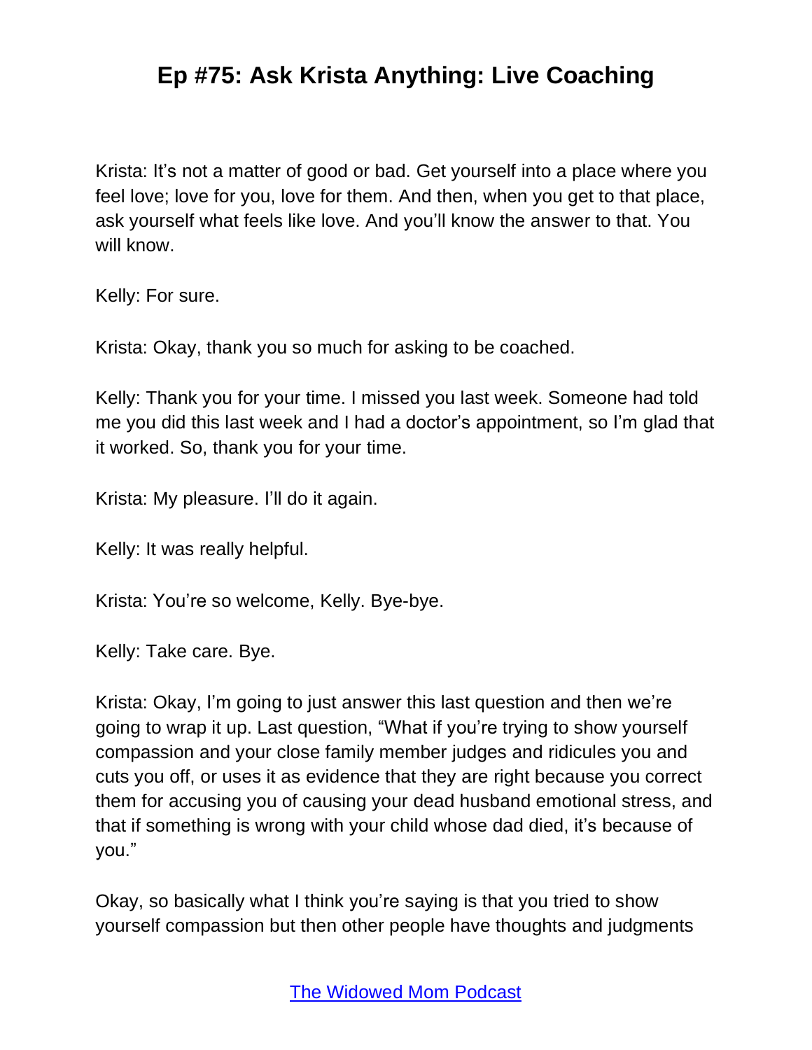Krista: It's not a matter of good or bad. Get yourself into a place where you feel love; love for you, love for them. And then, when you get to that place, ask yourself what feels like love. And you'll know the answer to that. You will know.

Kelly: For sure.

Krista: Okay, thank you so much for asking to be coached.

Kelly: Thank you for your time. I missed you last week. Someone had told me you did this last week and I had a doctor's appointment, so I'm glad that it worked. So, thank you for your time.

Krista: My pleasure. I'll do it again.

Kelly: It was really helpful.

Krista: You're so welcome, Kelly. Bye-bye.

Kelly: Take care. Bye.

Krista: Okay, I'm going to just answer this last question and then we're going to wrap it up. Last question, "What if you're trying to show yourself compassion and your close family member judges and ridicules you and cuts you off, or uses it as evidence that they are right because you correct them for accusing you of causing your dead husband emotional stress, and that if something is wrong with your child whose dad died, it's because of you."

Okay, so basically what I think you're saying is that you tried to show yourself compassion but then other people have thoughts and judgments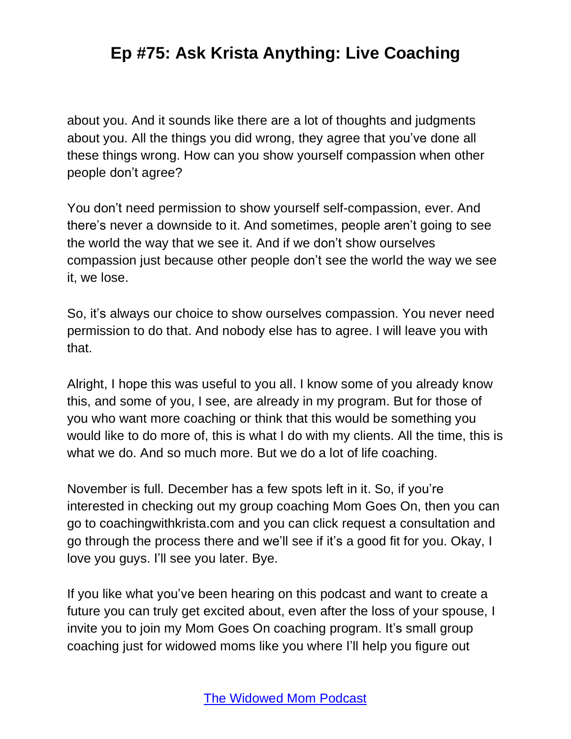about you. And it sounds like there are a lot of thoughts and judgments about you. All the things you did wrong, they agree that you've done all these things wrong. How can you show yourself compassion when other people don't agree?

You don't need permission to show yourself self-compassion, ever. And there's never a downside to it. And sometimes, people aren't going to see the world the way that we see it. And if we don't show ourselves compassion just because other people don't see the world the way we see it, we lose.

So, it's always our choice to show ourselves compassion. You never need permission to do that. And nobody else has to agree. I will leave you with that.

Alright, I hope this was useful to you all. I know some of you already know this, and some of you, I see, are already in my program. But for those of you who want more coaching or think that this would be something you would like to do more of, this is what I do with my clients. All the time, this is what we do. And so much more. But we do a lot of life coaching.

November is full. December has a few spots left in it. So, if you're interested in checking out my group coaching Mom Goes On, then you can go to coachingwithkrista.com and you can click request a consultation and go through the process there and we'll see if it's a good fit for you. Okay, I love you guys. I'll see you later. Bye.

If you like what you've been hearing on this podcast and want to create a future you can truly get excited about, even after the loss of your spouse, I invite you to join my Mom Goes On coaching program. It's small group coaching just for widowed moms like you where I'll help you figure out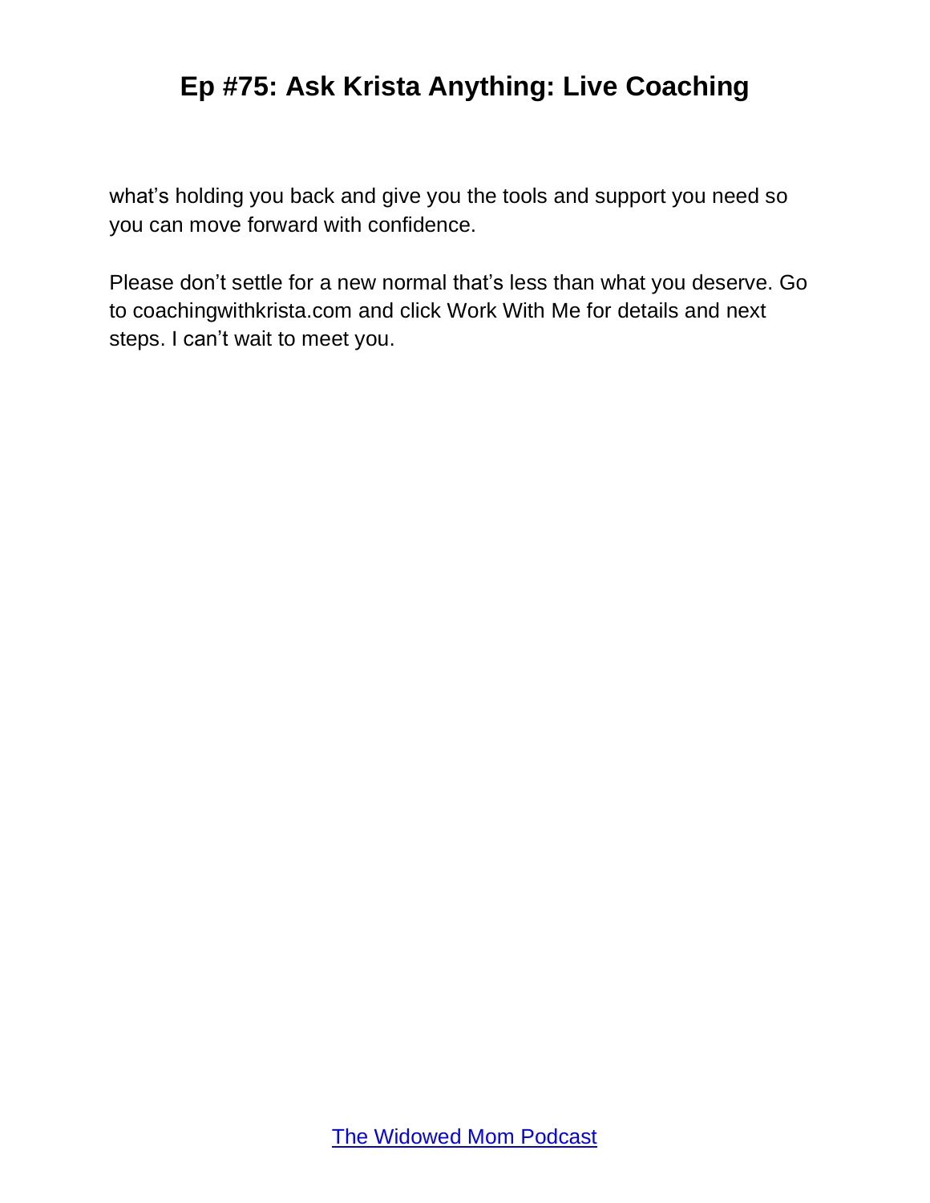what's holding you back and give you the tools and support you need so you can move forward with confidence.

Please don't settle for a new normal that's less than what you deserve. Go to coachingwithkrista.com and click Work With Me for details and next steps. I can't wait to meet you.